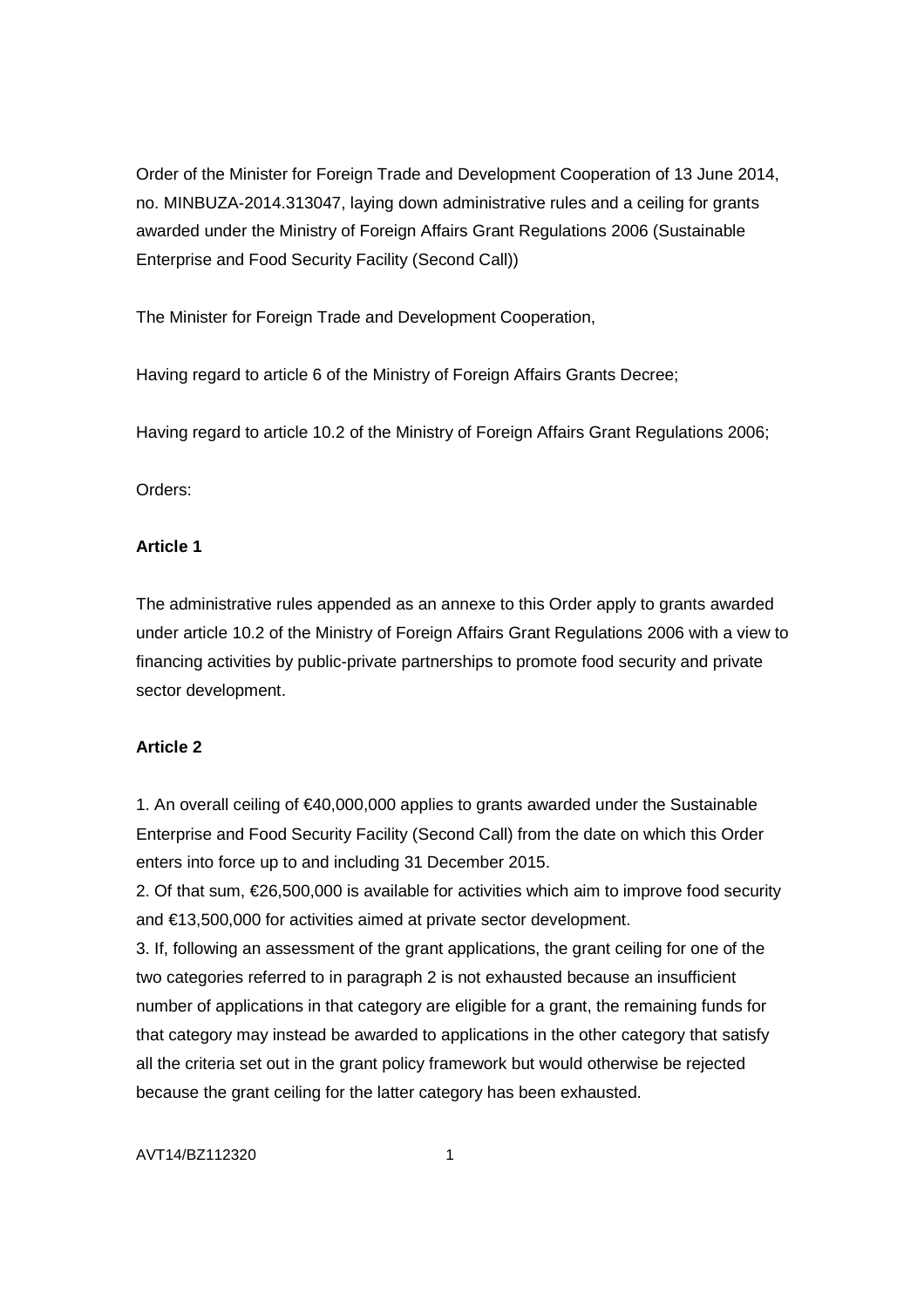Order of the Minister for Foreign Trade and Development Cooperation of 13 June 2014, no. MINBUZA-2014.313047, laying down administrative rules and a ceiling for grants awarded under the Ministry of Foreign Affairs Grant Regulations 2006 (Sustainable Enterprise and Food Security Facility (Second Call))

The Minister for Foreign Trade and Development Cooperation,

Having regard to article 6 of the Ministry of Foreign Affairs Grants Decree;

Having regard to article 10.2 of the Ministry of Foreign Affairs Grant Regulations 2006;

Orders:

**Article 1**

The administrative rules appended as an annexe to this Order apply to grants awarded under article 10.2 of the Ministry of Foreign Affairs Grant Regulations 2006 with a view to financing activities by public-private partnerships to promote food security and private sector development.

**Article 2**

1. An overall ceiling of €40,000,000 applies to grants awarded under the Sustainable Enterprise and Food Security Facility (Second Call) from the date on which this Order enters into force up to and including 31 December 2015.
2. Of that sum, €26,500,000 is available for activities which aim to improve food security and €13,500,000 for activities aimed at private sector development.
3. If, following an assessment of the grant applications, the grant ceiling for one of the two categories referred to in paragraph 2 is not exhausted because an insufficient number of applications in that category are eligible for a grant, the remaining funds for that category may instead be awarded to applications in the other category that satisfy all the criteria set out in the grant policy framework but would otherwise be rejected because the grant ceiling for the latter category has been exhausted.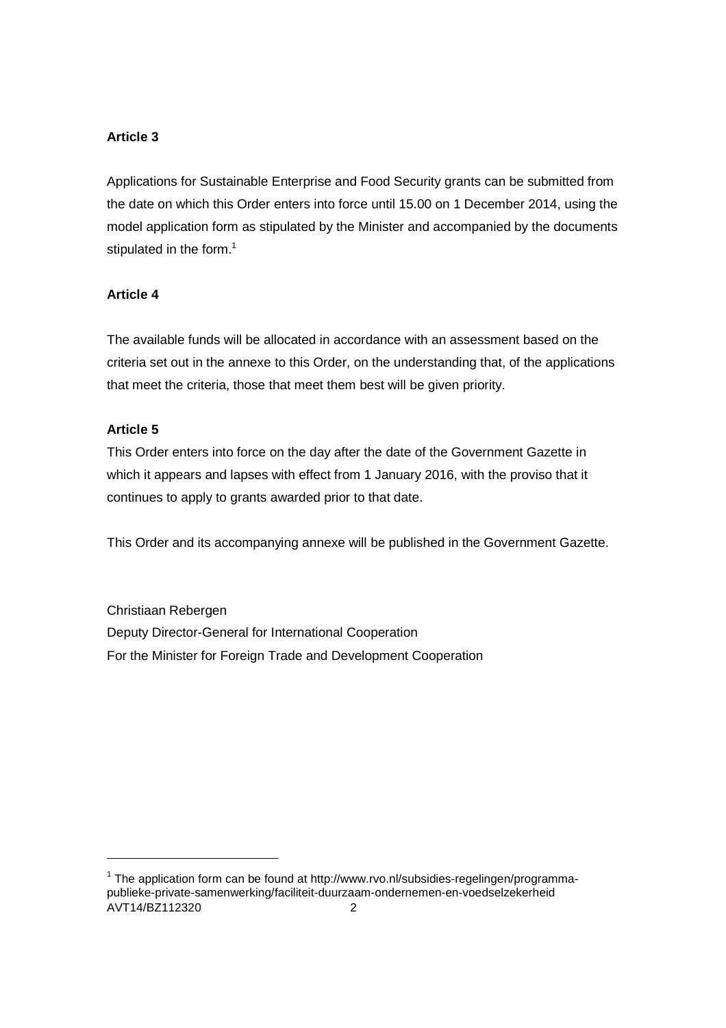**Article 3**

Applications for Sustainable Enterprise and Food Security grants can be submitted from the date on which this Order enters into force until 15.00 on 1 December 2014, using the model application form as stipulated by the Minister and accompanied by the documents stipulated in the form.[1]

**Article 4**

The available funds will be allocated in accordance with an assessment based on the criteria set out in the annexe to this Order, on the understanding that, of the applications that meet the criteria, those that meet them best will be given priority.

**Article 5**

This Order enters into force on the day after the date of the Government Gazette in which it appears and lapses with effect from 1 January 2016, with the proviso that it continues to apply to grants awarded prior to that date.

This Order and its accompanying annexe will be published in the Government Gazette.

Christiaan Rebergen
Deputy Director-General for International Cooperation
For the Minister for Foreign Trade and Development Cooperation

---

[1] The application form can be found at http://www.rvo.nl/subsidies-regelingen/programma-publieke-private-samenwerking/faciliteit-duurzaam-ondernemen-en-voedselzekerheid

AVT14/BZ112320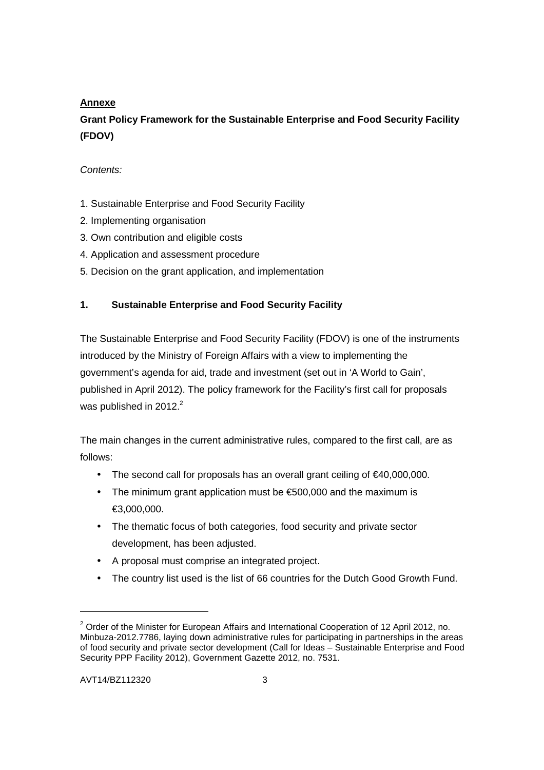**Annexe**

**Grant Policy Framework for the Sustainable Enterprise and Food Security Facility (FDOV)**

*Contents:*

1. Sustainable Enterprise and Food Security Facility
2. Implementing organisation
3. Own contribution and eligible costs
4. Application and assessment procedure
5. Decision on the grant application, and implementation

## 1. Sustainable Enterprise and Food Security Facility

The Sustainable Enterprise and Food Security Facility (FDOV) is one of the instruments introduced by the Ministry of Foreign Affairs with a view to implementing the government's agenda for aid, trade and investment (set out in 'A World to Gain', published in April 2012). The policy framework for the Facility's first call for proposals was published in 2012.[2]

The main changes in the current administrative rules, compared to the first call, are as follows:

- The second call for proposals has an overall grant ceiling of €40,000,000.
- The minimum grant application must be €500,000 and the maximum is €3,000,000.
- The thematic focus of both categories, food security and private sector development, has been adjusted.
- A proposal must comprise an integrated project.
- The country list used is the list of 66 countries for the Dutch Good Growth Fund.

---

[2] Order of the Minister for European Affairs and International Cooperation of 12 April 2012, no. Minbuza-2012.7786, laying down administrative rules for participating in partnerships in the areas of food security and private sector development (Call for Ideas – Sustainable Enterprise and Food Security PPP Facility 2012), Government Gazette 2012, no. 7531.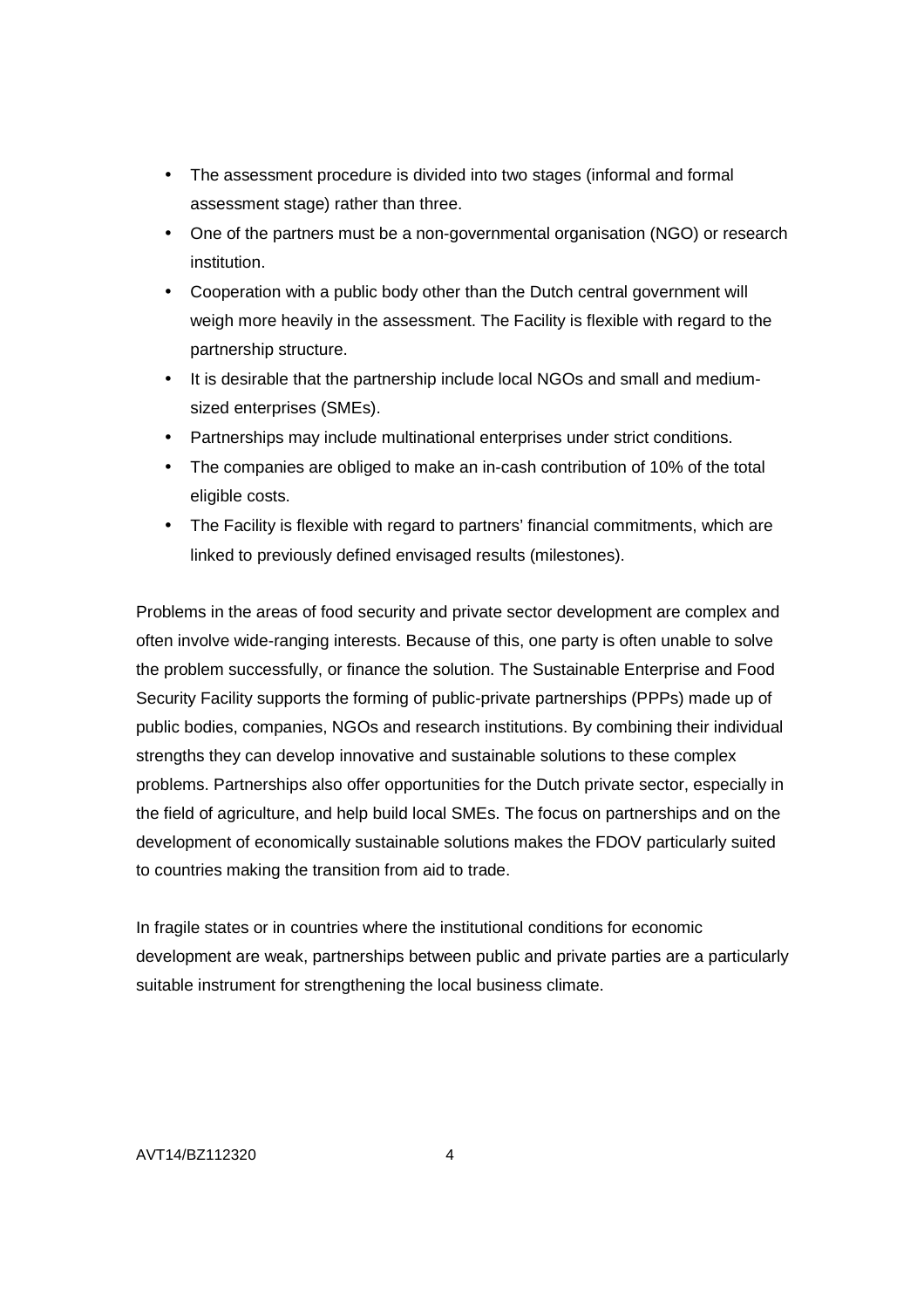- The assessment procedure is divided into two stages (informal and formal assessment stage) rather than three.
- One of the partners must be a non-governmental organisation (NGO) or research institution.
- Cooperation with a public body other than the Dutch central government will weigh more heavily in the assessment. The Facility is flexible with regard to the partnership structure.
- It is desirable that the partnership include local NGOs and small and medium-sized enterprises (SMEs).
- Partnerships may include multinational enterprises under strict conditions.
- The companies are obliged to make an in-cash contribution of 10% of the total eligible costs.
- The Facility is flexible with regard to partners' financial commitments, which are linked to previously defined envisaged results (milestones).

Problems in the areas of food security and private sector development are complex and often involve wide-ranging interests. Because of this, one party is often unable to solve the problem successfully, or finance the solution. The Sustainable Enterprise and Food Security Facility supports the forming of public-private partnerships (PPPs) made up of public bodies, companies, NGOs and research institutions. By combining their individual strengths they can develop innovative and sustainable solutions to these complex problems. Partnerships also offer opportunities for the Dutch private sector, especially in the field of agriculture, and help build local SMEs. The focus on partnerships and on the development of economically sustainable solutions makes the FDOV particularly suited to countries making the transition from aid to trade.

In fragile states or in countries where the institutional conditions for economic development are weak, partnerships between public and private parties are a particularly suitable instrument for strengthening the local business climate.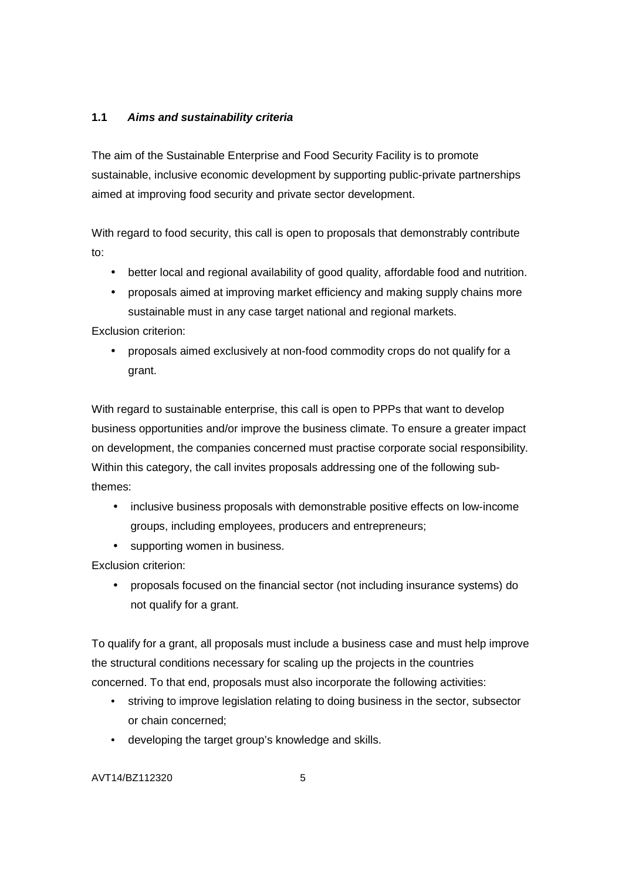### 1.1 *Aims and sustainability criteria*

The aim of the Sustainable Enterprise and Food Security Facility is to promote sustainable, inclusive economic development by supporting public-private partnerships aimed at improving food security and private sector development.

With regard to food security, this call is open to proposals that demonstrably contribute to:

- better local and regional availability of good quality, affordable food and nutrition.
- proposals aimed at improving market efficiency and making supply chains more sustainable must in any case target national and regional markets.

Exclusion criterion:

- proposals aimed exclusively at non-food commodity crops do not qualify for a grant.

With regard to sustainable enterprise, this call is open to PPPs that want to develop business opportunities and/or improve the business climate. To ensure a greater impact on development, the companies concerned must practise corporate social responsibility. Within this category, the call invites proposals addressing one of the following sub-themes:

- inclusive business proposals with demonstrable positive effects on low-income groups, including employees, producers and entrepreneurs;
- supporting women in business.

Exclusion criterion:

- proposals focused on the financial sector (not including insurance systems) do not qualify for a grant.

To qualify for a grant, all proposals must include a business case and must help improve the structural conditions necessary for scaling up the projects in the countries concerned. To that end, proposals must also incorporate the following activities:

- striving to improve legislation relating to doing business in the sector, subsector or chain concerned;
- developing the target group's knowledge and skills.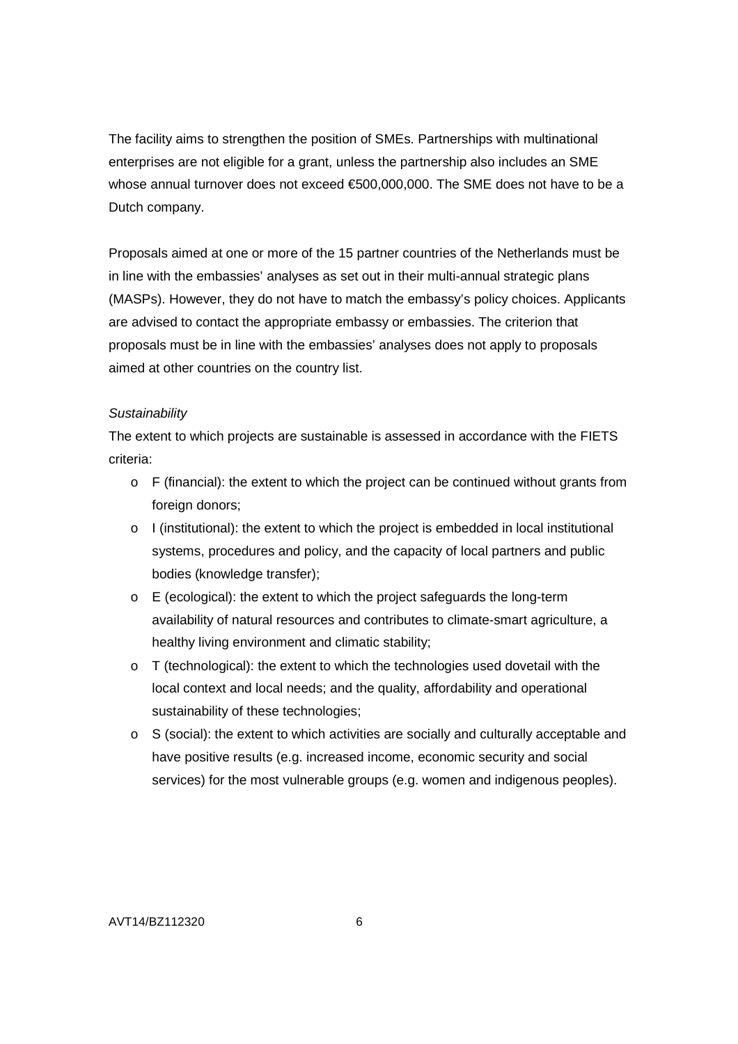The facility aims to strengthen the position of SMEs. Partnerships with multinational enterprises are not eligible for a grant, unless the partnership also includes an SME whose annual turnover does not exceed €500,000,000. The SME does not have to be a Dutch company.

Proposals aimed at one or more of the 15 partner countries of the Netherlands must be in line with the embassies' analyses as set out in their multi-annual strategic plans (MASPs). However, they do not have to match the embassy's policy choices. Applicants are advised to contact the appropriate embassy or embassies. The criterion that proposals must be in line with the embassies' analyses does not apply to proposals aimed at other countries on the country list.

*Sustainability*

The extent to which projects are sustainable is assessed in accordance with the FIETS criteria:

- F (financial): the extent to which the project can be continued without grants from foreign donors;
- I (institutional): the extent to which the project is embedded in local institutional systems, procedures and policy, and the capacity of local partners and public bodies (knowledge transfer);
- E (ecological): the extent to which the project safeguards the long-term availability of natural resources and contributes to climate-smart agriculture, a healthy living environment and climatic stability;
- T (technological): the extent to which the technologies used dovetail with the local context and local needs; and the quality, affordability and operational sustainability of these technologies;
- S (social): the extent to which activities are socially and culturally acceptable and have positive results (e.g. increased income, economic security and social services) for the most vulnerable groups (e.g. women and indigenous peoples).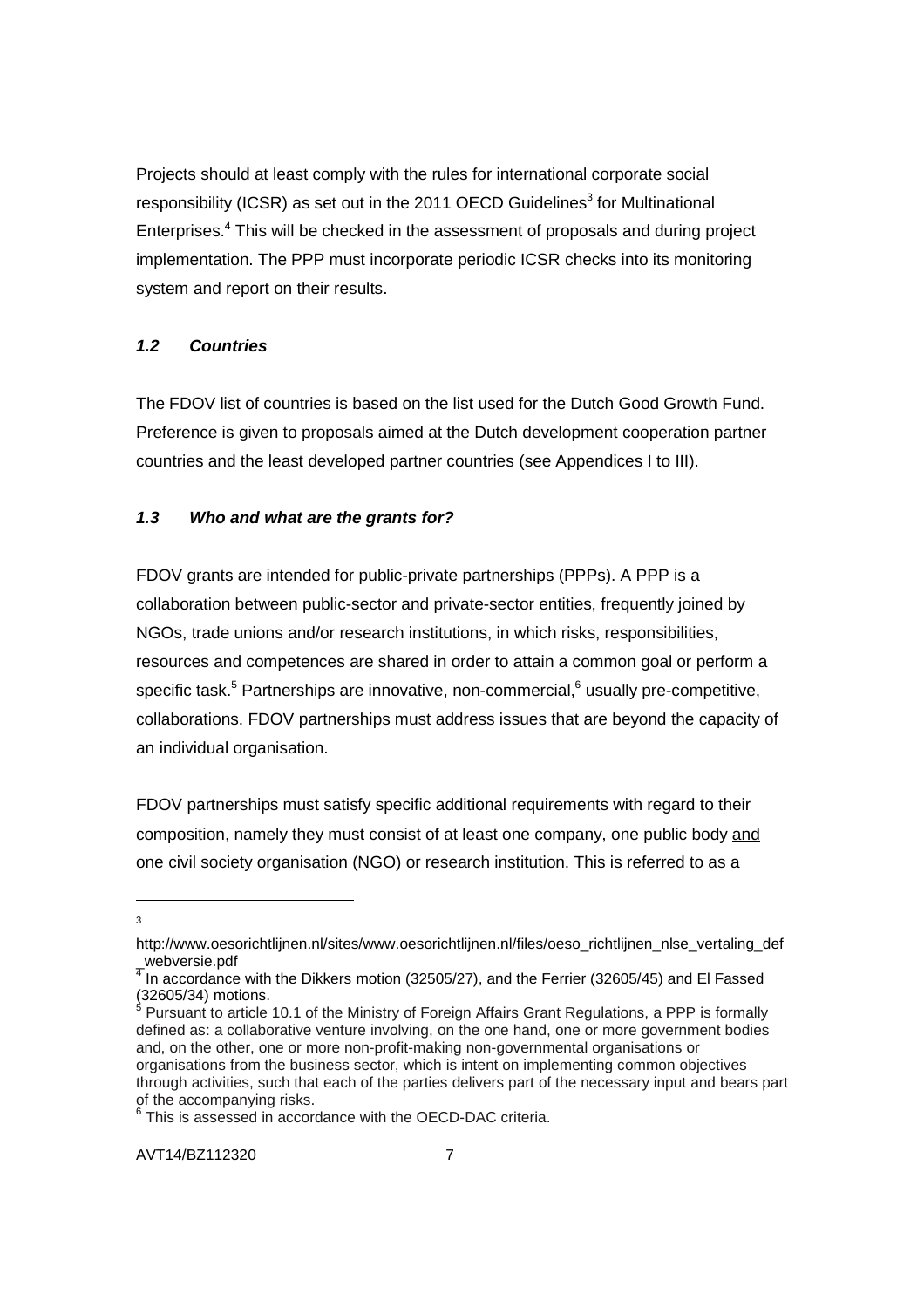Projects should at least comply with the rules for international corporate social responsibility (ICSR) as set out in the 2011 OECD Guidelines[3] for Multinational Enterprises.[4] This will be checked in the assessment of proposals and during project implementation. The PPP must incorporate periodic ICSR checks into its monitoring system and report on their results.

### *1.2 Countries*

The FDOV list of countries is based on the list used for the Dutch Good Growth Fund. Preference is given to proposals aimed at the Dutch development cooperation partner countries and the least developed partner countries (see Appendices I to III).

### *1.3 Who and what are the grants for?*

FDOV grants are intended for public-private partnerships (PPPs). A PPP is a collaboration between public-sector and private-sector entities, frequently joined by NGOs, trade unions and/or research institutions, in which risks, responsibilities, resources and competences are shared in order to attain a common goal or perform a specific task.[5] Partnerships are innovative, non-commercial,[6] usually pre-competitive, collaborations. FDOV partnerships must address issues that are beyond the capacity of an individual organisation.

FDOV partnerships must satisfy specific additional requirements with regard to their composition, namely they must consist of at least one company, one public body <u>and</u> one civil society organisation (NGO) or research institution. This is referred to as a

---

[3] http://www.oesorichtlijnen.nl/sites/www.oesorichtlijnen.nl/files/oeso_richtlijnen_nlse_vertaling_def_webversie.pdf

[4] In accordance with the Dikkers motion (32505/27), and the Ferrier (32605/45) and El Fassed (32605/34) motions.

[5] Pursuant to article 10.1 of the Ministry of Foreign Affairs Grant Regulations, a PPP is formally defined as: a collaborative venture involving, on the one hand, one or more government bodies and, on the other, one or more non-profit-making non-governmental organisations or organisations from the business sector, which is intent on implementing common objectives through activities, such that each of the parties delivers part of the necessary input and bears part of the accompanying risks.

[6] This is assessed in accordance with the OECD-DAC criteria.

AVT14/BZ112320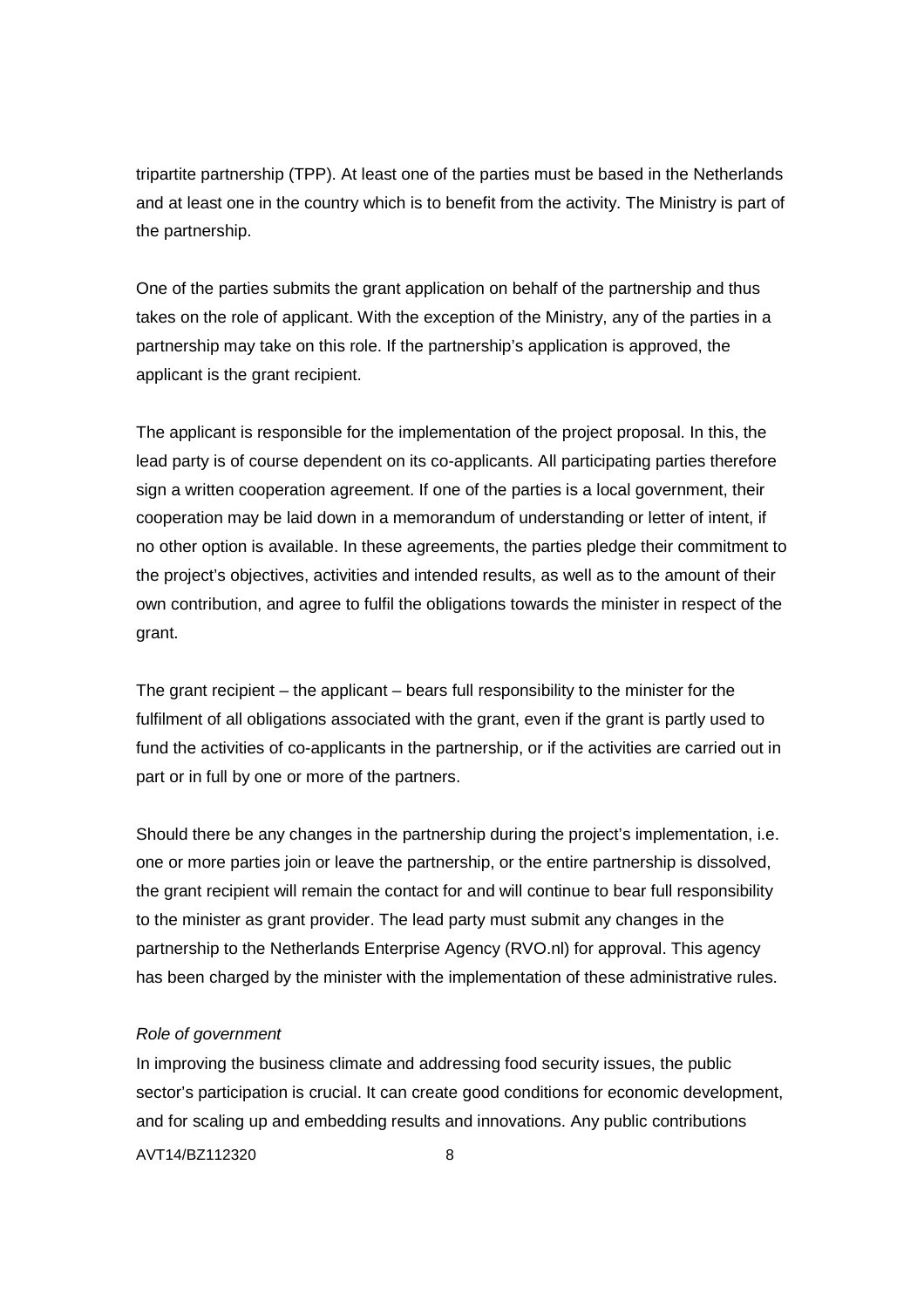tripartite partnership (TPP). At least one of the parties must be based in the Netherlands and at least one in the country which is to benefit from the activity. The Ministry is part of the partnership.

One of the parties submits the grant application on behalf of the partnership and thus takes on the role of applicant. With the exception of the Ministry, any of the parties in a partnership may take on this role. If the partnership's application is approved, the applicant is the grant recipient.

The applicant is responsible for the implementation of the project proposal. In this, the lead party is of course dependent on its co-applicants. All participating parties therefore sign a written cooperation agreement. If one of the parties is a local government, their cooperation may be laid down in a memorandum of understanding or letter of intent, if no other option is available. In these agreements, the parties pledge their commitment to the project's objectives, activities and intended results, as well as to the amount of their own contribution, and agree to fulfil the obligations towards the minister in respect of the grant.

The grant recipient – the applicant – bears full responsibility to the minister for the fulfilment of all obligations associated with the grant, even if the grant is partly used to fund the activities of co-applicants in the partnership, or if the activities are carried out in part or in full by one or more of the partners.

Should there be any changes in the partnership during the project's implementation, i.e. one or more parties join or leave the partnership, or the entire partnership is dissolved, the grant recipient will remain the contact for and will continue to bear full responsibility to the minister as grant provider. The lead party must submit any changes in the partnership to the Netherlands Enterprise Agency (RVO.nl) for approval. This agency has been charged by the minister with the implementation of these administrative rules.

*Role of government*

In improving the business climate and addressing food security issues, the public sector's participation is crucial. It can create good conditions for economic development, and for scaling up and embedding results and innovations. Any public contributions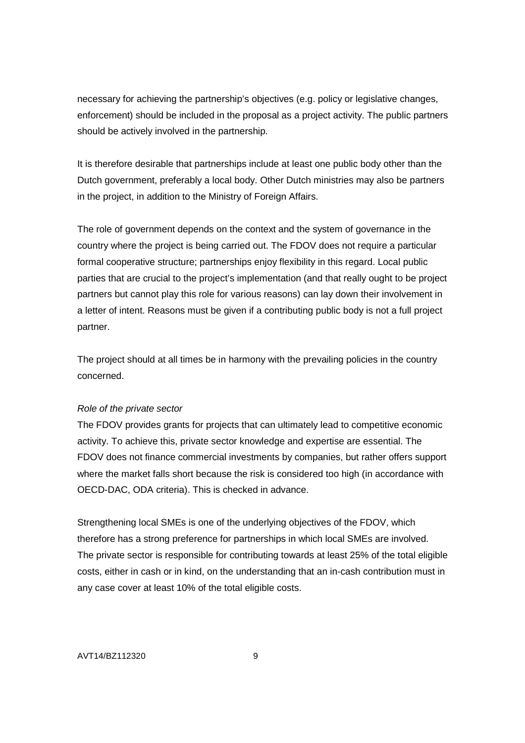necessary for achieving the partnership's objectives (e.g. policy or legislative changes, enforcement) should be included in the proposal as a project activity. The public partners should be actively involved in the partnership.

It is therefore desirable that partnerships include at least one public body other than the Dutch government, preferably a local body. Other Dutch ministries may also be partners in the project, in addition to the Ministry of Foreign Affairs.

The role of government depends on the context and the system of governance in the country where the project is being carried out. The FDOV does not require a particular formal cooperative structure; partnerships enjoy flexibility in this regard. Local public parties that are crucial to the project's implementation (and that really ought to be project partners but cannot play this role for various reasons) can lay down their involvement in a letter of intent. Reasons must be given if a contributing public body is not a full project partner.

The project should at all times be in harmony with the prevailing policies in the country concerned.

*Role of the private sector*

The FDOV provides grants for projects that can ultimately lead to competitive economic activity. To achieve this, private sector knowledge and expertise are essential. The FDOV does not finance commercial investments by companies, but rather offers support where the market falls short because the risk is considered too high (in accordance with OECD-DAC, ODA criteria). This is checked in advance.

Strengthening local SMEs is one of the underlying objectives of the FDOV, which therefore has a strong preference for partnerships in which local SMEs are involved. The private sector is responsible for contributing towards at least 25% of the total eligible costs, either in cash or in kind, on the understanding that an in-cash contribution must in any case cover at least 10% of the total eligible costs.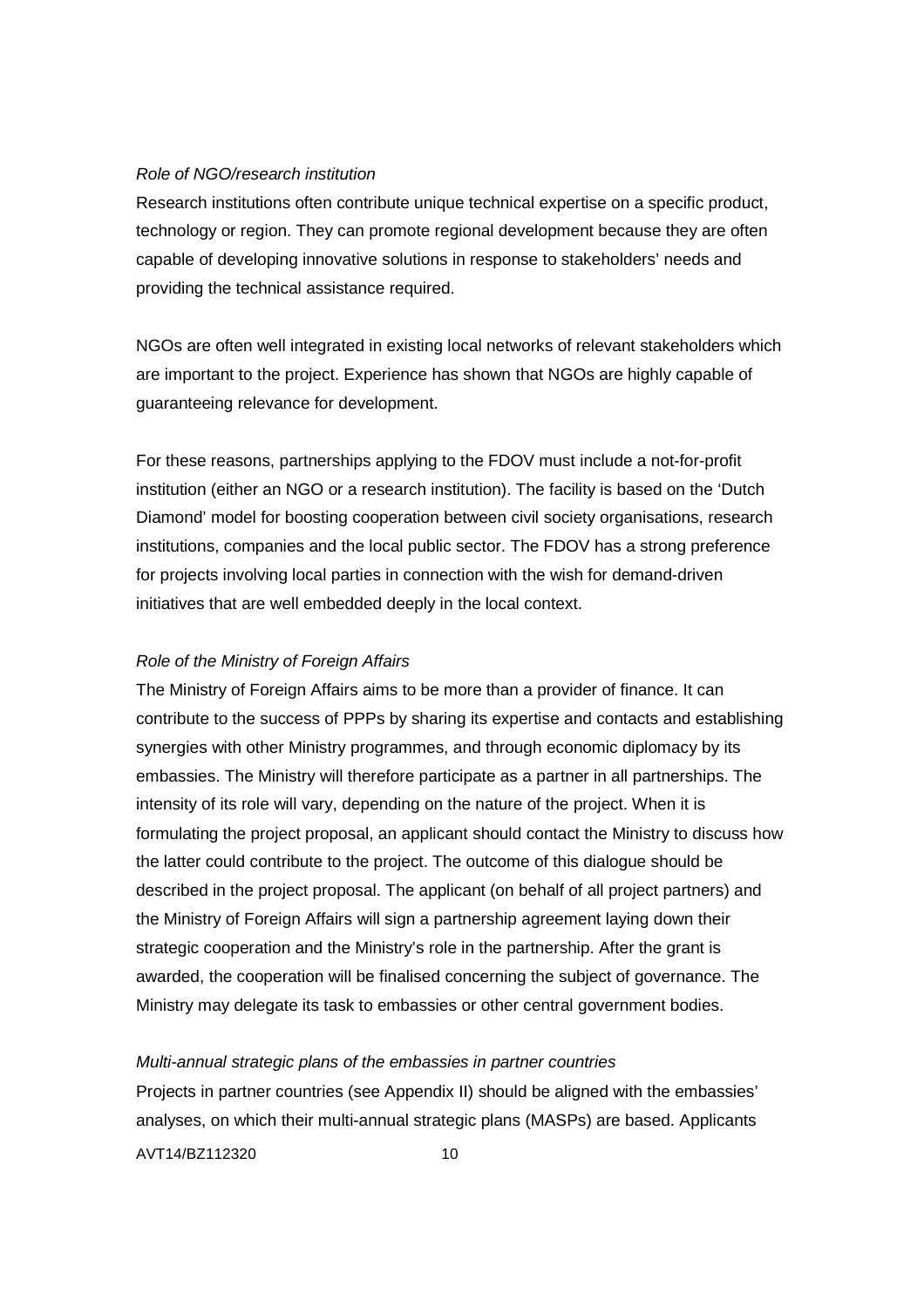*Role of NGO/research institution*

Research institutions often contribute unique technical expertise on a specific product, technology or region. They can promote regional development because they are often capable of developing innovative solutions in response to stakeholders' needs and providing the technical assistance required.

NGOs are often well integrated in existing local networks of relevant stakeholders which are important to the project. Experience has shown that NGOs are highly capable of guaranteeing relevance for development.

For these reasons, partnerships applying to the FDOV must include a not-for-profit institution (either an NGO or a research institution). The facility is based on the 'Dutch Diamond' model for boosting cooperation between civil society organisations, research institutions, companies and the local public sector. The FDOV has a strong preference for projects involving local parties in connection with the wish for demand-driven initiatives that are well embedded deeply in the local context.

*Role of the Ministry of Foreign Affairs*

The Ministry of Foreign Affairs aims to be more than a provider of finance. It can contribute to the success of PPPs by sharing its expertise and contacts and establishing synergies with other Ministry programmes, and through economic diplomacy by its embassies. The Ministry will therefore participate as a partner in all partnerships. The intensity of its role will vary, depending on the nature of the project. When it is formulating the project proposal, an applicant should contact the Ministry to discuss how the latter could contribute to the project. The outcome of this dialogue should be described in the project proposal. The applicant (on behalf of all project partners) and the Ministry of Foreign Affairs will sign a partnership agreement laying down their strategic cooperation and the Ministry's role in the partnership. After the grant is awarded, the cooperation will be finalised concerning the subject of governance. The Ministry may delegate its task to embassies or other central government bodies.

*Multi-annual strategic plans of the embassies in partner countries*

Projects in partner countries (see Appendix II) should be aligned with the embassies' analyses, on which their multi-annual strategic plans (MASPs) are based. Applicants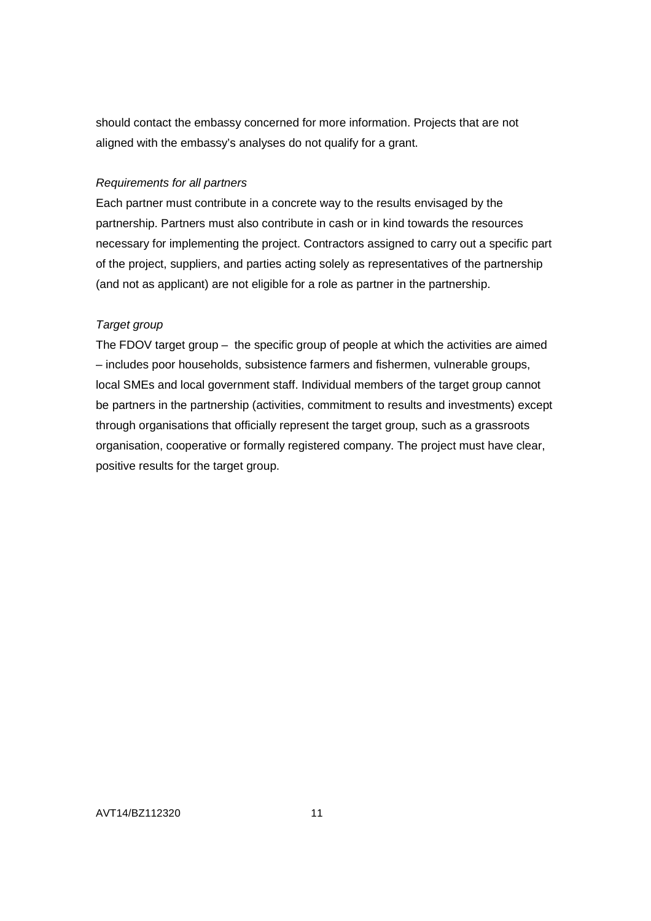should contact the embassy concerned for more information. Projects that are not aligned with the embassy's analyses do not qualify for a grant.

*Requirements for all partners*

Each partner must contribute in a concrete way to the results envisaged by the partnership. Partners must also contribute in cash or in kind towards the resources necessary for implementing the project. Contractors assigned to carry out a specific part of the project, suppliers, and parties acting solely as representatives of the partnership (and not as applicant) are not eligible for a role as partner in the partnership.

*Target group*

The FDOV target group – the specific group of people at which the activities are aimed – includes poor households, subsistence farmers and fishermen, vulnerable groups, local SMEs and local government staff. Individual members of the target group cannot be partners in the partnership (activities, commitment to results and investments) except through organisations that officially represent the target group, such as a grassroots organisation, cooperative or formally registered company. The project must have clear, positive results for the target group.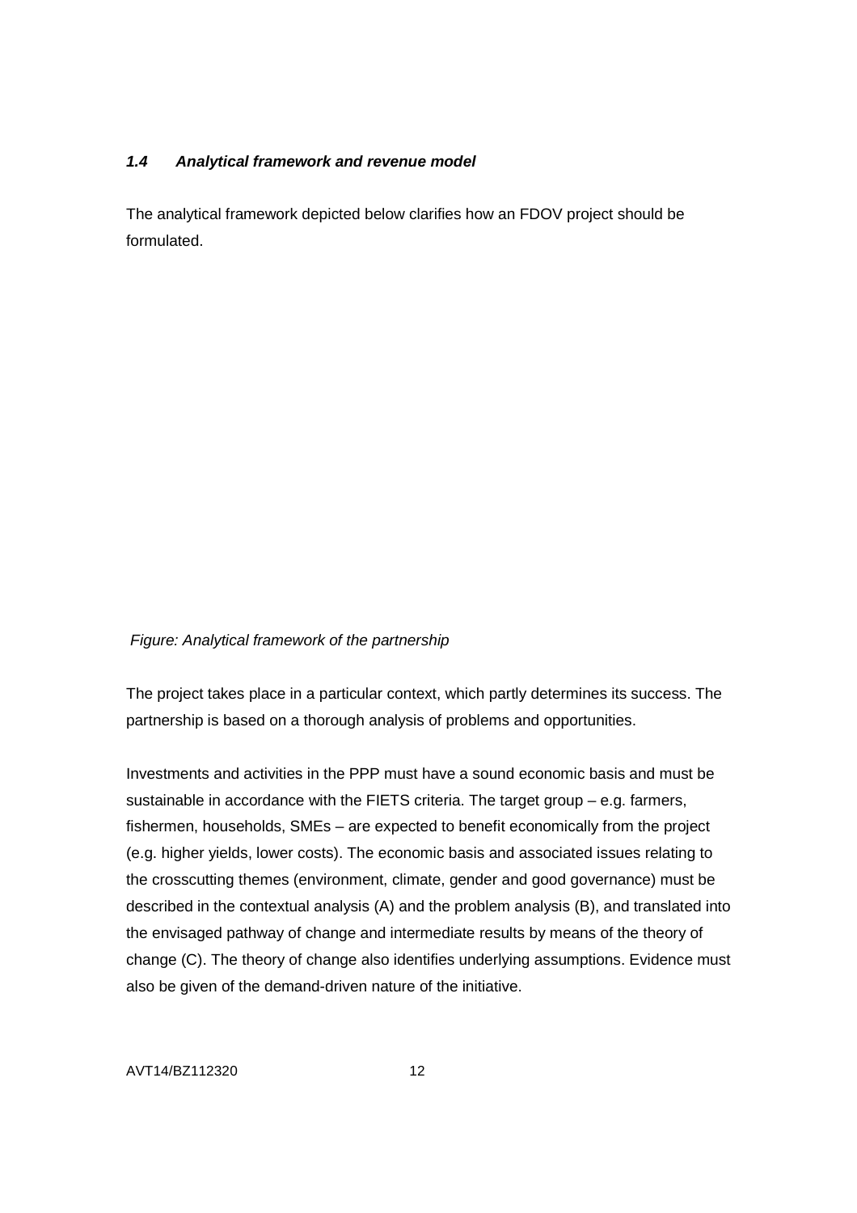### *1.4 Analytical framework and revenue model*

The analytical framework depicted below clarifies how an FDOV project should be formulated.

*Figure: Analytical framework of the partnership*

The project takes place in a particular context, which partly determines its success. The partnership is based on a thorough analysis of problems and opportunities.

Investments and activities in the PPP must have a sound economic basis and must be sustainable in accordance with the FIETS criteria. The target group – e.g. farmers, fishermen, households, SMEs – are expected to benefit economically from the project (e.g. higher yields, lower costs). The economic basis and associated issues relating to the crosscutting themes (environment, climate, gender and good governance) must be described in the contextual analysis (A) and the problem analysis (B), and translated into the envisaged pathway of change and intermediate results by means of the theory of change (C). The theory of change also identifies underlying assumptions. Evidence must also be given of the demand-driven nature of the initiative.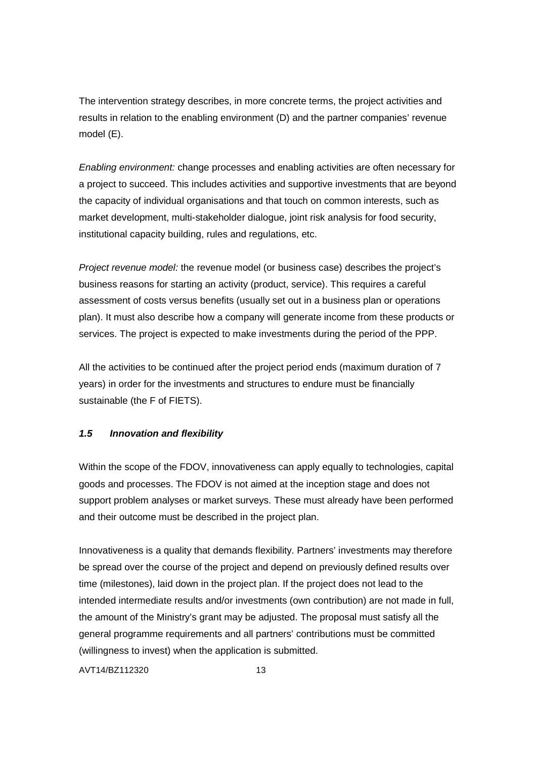The intervention strategy describes, in more concrete terms, the project activities and results in relation to the enabling environment (D) and the partner companies' revenue model (E).

*Enabling environment:* change processes and enabling activities are often necessary for a project to succeed. This includes activities and supportive investments that are beyond the capacity of individual organisations and that touch on common interests, such as market development, multi-stakeholder dialogue, joint risk analysis for food security, institutional capacity building, rules and regulations, etc.

*Project revenue model:* the revenue model (or business case) describes the project's business reasons for starting an activity (product, service). This requires a careful assessment of costs versus benefits (usually set out in a business plan or operations plan). It must also describe how a company will generate income from these products or services. The project is expected to make investments during the period of the PPP.

All the activities to be continued after the project period ends (maximum duration of 7 years) in order for the investments and structures to endure must be financially sustainable (the F of FIETS).

### *1.5 Innovation and flexibility*

Within the scope of the FDOV, innovativeness can apply equally to technologies, capital goods and processes. The FDOV is not aimed at the inception stage and does not support problem analyses or market surveys. These must already have been performed and their outcome must be described in the project plan.

Innovativeness is a quality that demands flexibility. Partners' investments may therefore be spread over the course of the project and depend on previously defined results over time (milestones), laid down in the project plan. If the project does not lead to the intended intermediate results and/or investments (own contribution) are not made in full, the amount of the Ministry's grant may be adjusted. The proposal must satisfy all the general programme requirements and all partners' contributions must be committed (willingness to invest) when the application is submitted.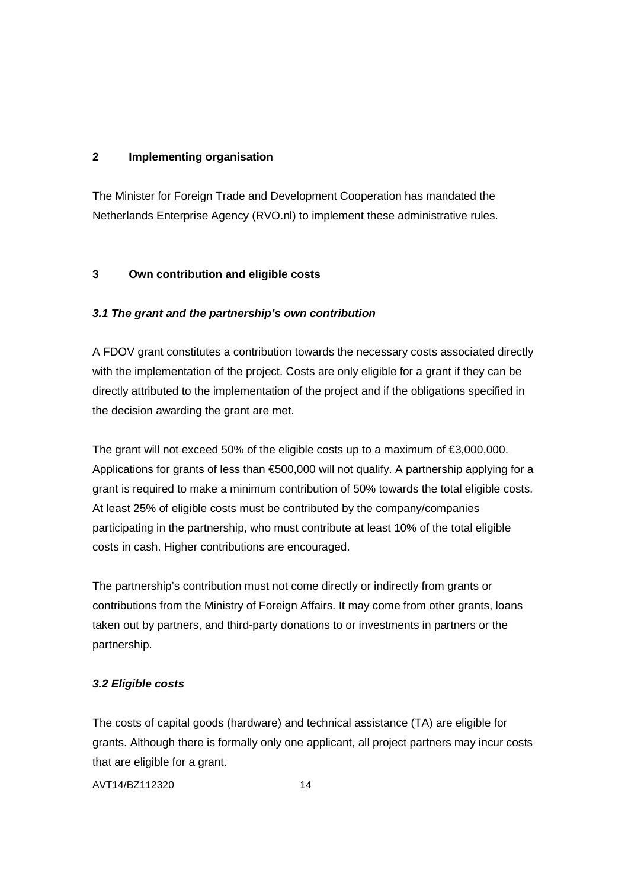## 2 Implementing organisation

The Minister for Foreign Trade and Development Cooperation has mandated the Netherlands Enterprise Agency (RVO.nl) to implement these administrative rules.

## 3 Own contribution and eligible costs

### *3.1 The grant and the partnership's own contribution*

A FDOV grant constitutes a contribution towards the necessary costs associated directly with the implementation of the project. Costs are only eligible for a grant if they can be directly attributed to the implementation of the project and if the obligations specified in the decision awarding the grant are met.

The grant will not exceed 50% of the eligible costs up to a maximum of €3,000,000. Applications for grants of less than €500,000 will not qualify. A partnership applying for a grant is required to make a minimum contribution of 50% towards the total eligible costs. At least 25% of eligible costs must be contributed by the company/companies participating in the partnership, who must contribute at least 10% of the total eligible costs in cash. Higher contributions are encouraged.

The partnership's contribution must not come directly or indirectly from grants or contributions from the Ministry of Foreign Affairs. It may come from other grants, loans taken out by partners, and third-party donations to or investments in partners or the partnership.

### *3.2 Eligible costs*

The costs of capital goods (hardware) and technical assistance (TA) are eligible for grants. Although there is formally only one applicant, all project partners may incur costs that are eligible for a grant.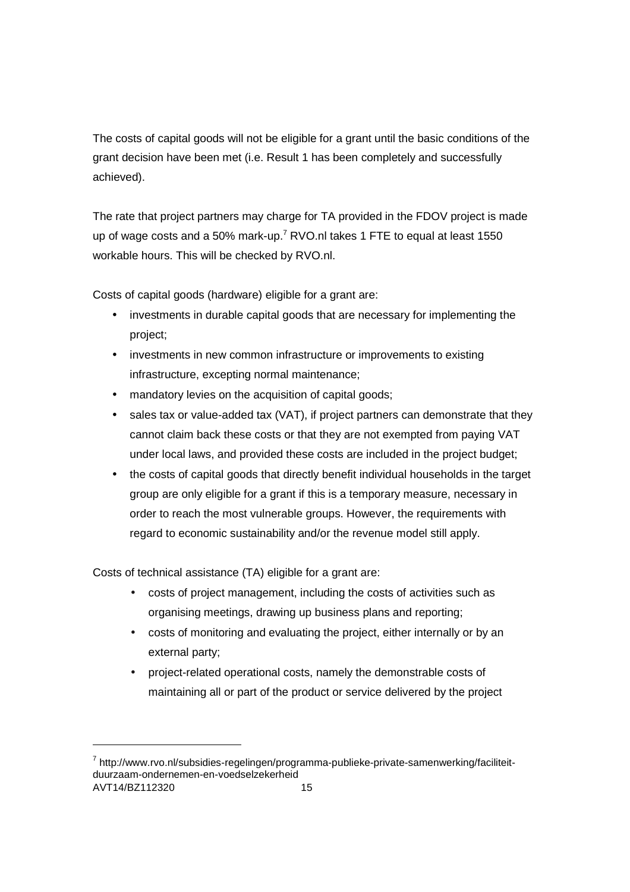The costs of capital goods will not be eligible for a grant until the basic conditions of the grant decision have been met (i.e. Result 1 has been completely and successfully achieved).

The rate that project partners may charge for TA provided in the FDOV project is made up of wage costs and a 50% mark-up.[7] RVO.nl takes 1 FTE to equal at least 1550 workable hours. This will be checked by RVO.nl.

Costs of capital goods (hardware) eligible for a grant are:

- investments in durable capital goods that are necessary for implementing the project;
- investments in new common infrastructure or improvements to existing infrastructure, excepting normal maintenance;
- mandatory levies on the acquisition of capital goods;
- sales tax or value-added tax (VAT), if project partners can demonstrate that they cannot claim back these costs or that they are not exempted from paying VAT under local laws, and provided these costs are included in the project budget;
- the costs of capital goods that directly benefit individual households in the target group are only eligible for a grant if this is a temporary measure, necessary in order to reach the most vulnerable groups. However, the requirements with regard to economic sustainability and/or the revenue model still apply.

Costs of technical assistance (TA) eligible for a grant are:

- costs of project management, including the costs of activities such as organising meetings, drawing up business plans and reporting;
- costs of monitoring and evaluating the project, either internally or by an external party;
- project-related operational costs, namely the demonstrable costs of maintaining all or part of the product or service delivered by the project

---

[7] http://www.rvo.nl/subsidies-regelingen/programma-publieke-private-samenwerking/faciliteit-duurzaam-ondernemen-en-voedselzekerheid

AVT14/BZ112320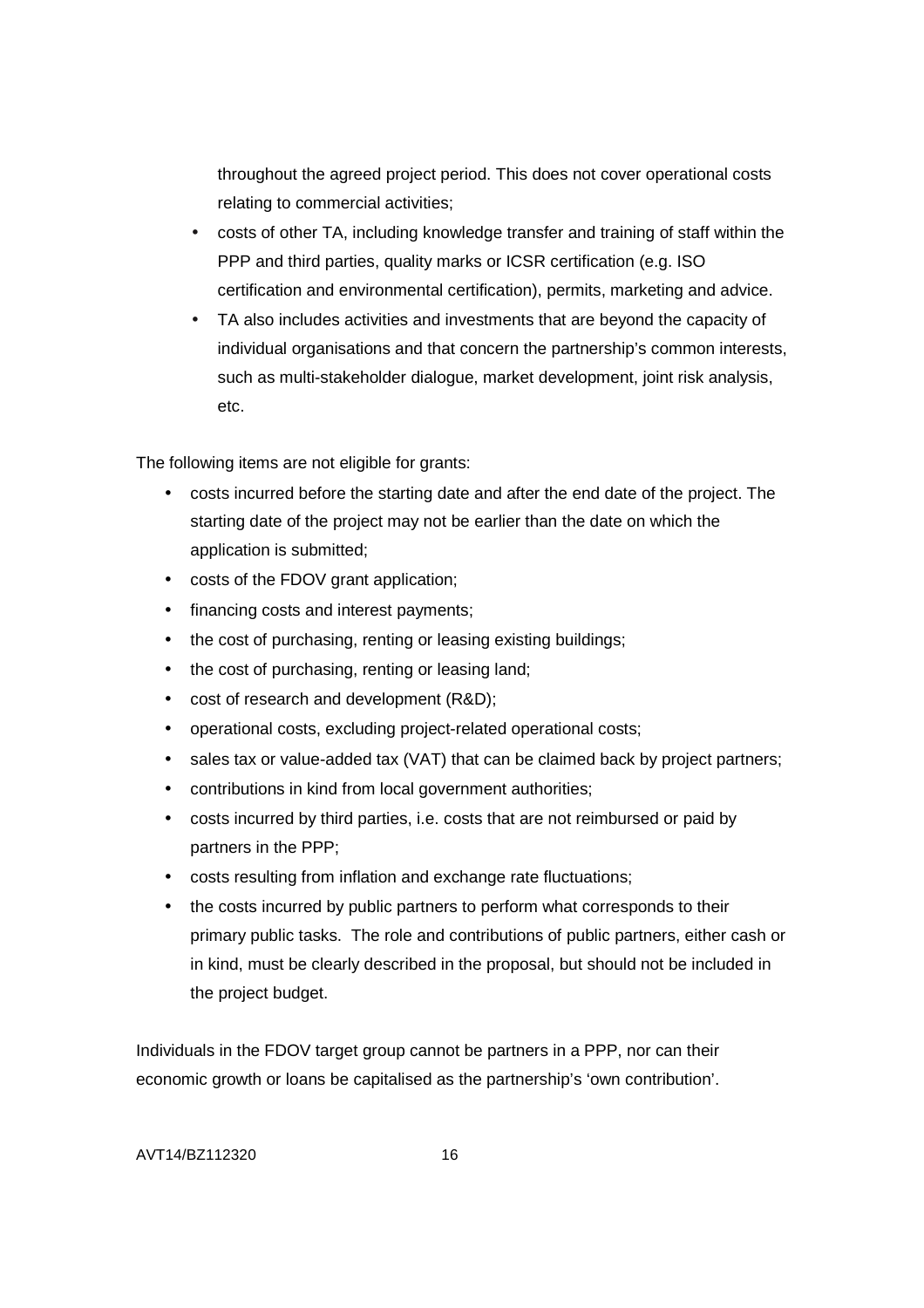throughout the agreed project period. This does not cover operational costs relating to commercial activities;

- costs of other TA, including knowledge transfer and training of staff within the PPP and third parties, quality marks or ICSR certification (e.g. ISO certification and environmental certification), permits, marketing and advice.
- TA also includes activities and investments that are beyond the capacity of individual organisations and that concern the partnership's common interests, such as multi-stakeholder dialogue, market development, joint risk analysis, etc.

The following items are not eligible for grants:

- costs incurred before the starting date and after the end date of the project. The starting date of the project may not be earlier than the date on which the application is submitted;
- costs of the FDOV grant application;
- financing costs and interest payments;
- the cost of purchasing, renting or leasing existing buildings;
- the cost of purchasing, renting or leasing land;
- cost of research and development (R&D);
- operational costs, excluding project-related operational costs;
- sales tax or value-added tax (VAT) that can be claimed back by project partners;
- contributions in kind from local government authorities;
- costs incurred by third parties, i.e. costs that are not reimbursed or paid by partners in the PPP;
- costs resulting from inflation and exchange rate fluctuations;
- the costs incurred by public partners to perform what corresponds to their primary public tasks. The role and contributions of public partners, either cash or in kind, must be clearly described in the proposal, but should not be included in the project budget.

Individuals in the FDOV target group cannot be partners in a PPP, nor can their economic growth or loans be capitalised as the partnership's 'own contribution'.

AVT14/BZ112320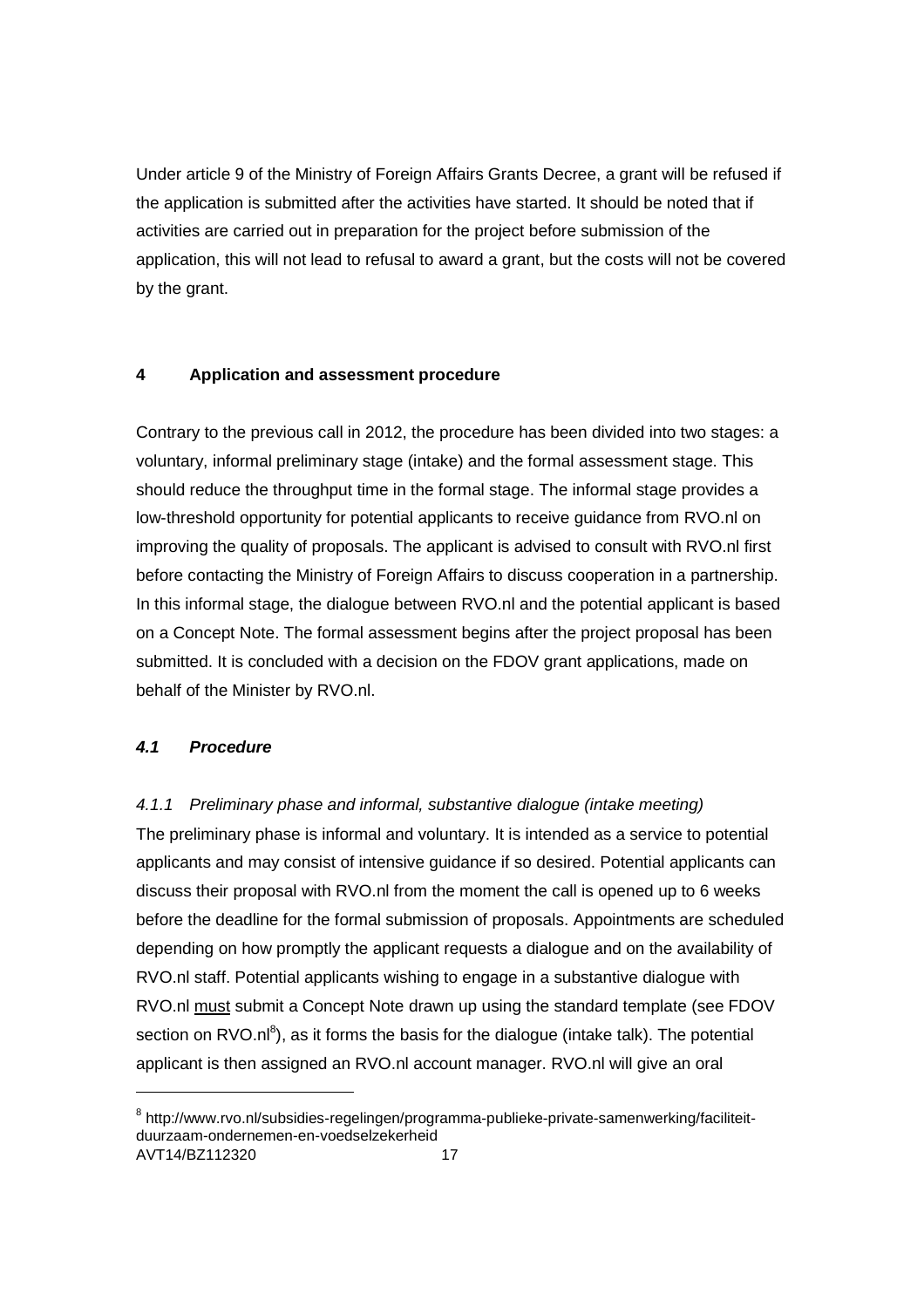Under article 9 of the Ministry of Foreign Affairs Grants Decree, a grant will be refused if the application is submitted after the activities have started. It should be noted that if activities are carried out in preparation for the project before submission of the application, this will not lead to refusal to award a grant, but the costs will not be covered by the grant.

## 4 Application and assessment procedure

Contrary to the previous call in 2012, the procedure has been divided into two stages: a voluntary, informal preliminary stage (intake) and the formal assessment stage. This should reduce the throughput time in the formal stage. The informal stage provides a low-threshold opportunity for potential applicants to receive guidance from RVO.nl on improving the quality of proposals. The applicant is advised to consult with RVO.nl first before contacting the Ministry of Foreign Affairs to discuss cooperation in a partnership. In this informal stage, the dialogue between RVO.nl and the potential applicant is based on a Concept Note. The formal assessment begins after the project proposal has been submitted. It is concluded with a decision on the FDOV grant applications, made on behalf of the Minister by RVO.nl.

### *4.1 Procedure*

#### *4.1.1 Preliminary phase and informal, substantive dialogue (intake meeting)*

The preliminary phase is informal and voluntary. It is intended as a service to potential applicants and may consist of intensive guidance if so desired. Potential applicants can discuss their proposal with RVO.nl from the moment the call is opened up to 6 weeks before the deadline for the formal submission of proposals. Appointments are scheduled depending on how promptly the applicant requests a dialogue and on the availability of RVO.nl staff. Potential applicants wishing to engage in a substantive dialogue with RVO.nl <u>must</u> submit a Concept Note drawn up using the standard template (see FDOV section on RVO.nl[8]), as it forms the basis for the dialogue (intake talk). The potential applicant is then assigned an RVO.nl account manager. RVO.nl will give an oral

[8] http://www.rvo.nl/subsidies-regelingen/programma-publieke-private-samenwerking/faciliteit-duurzaam-ondernemen-en-voedselzekerheid

AVT14/BZ112320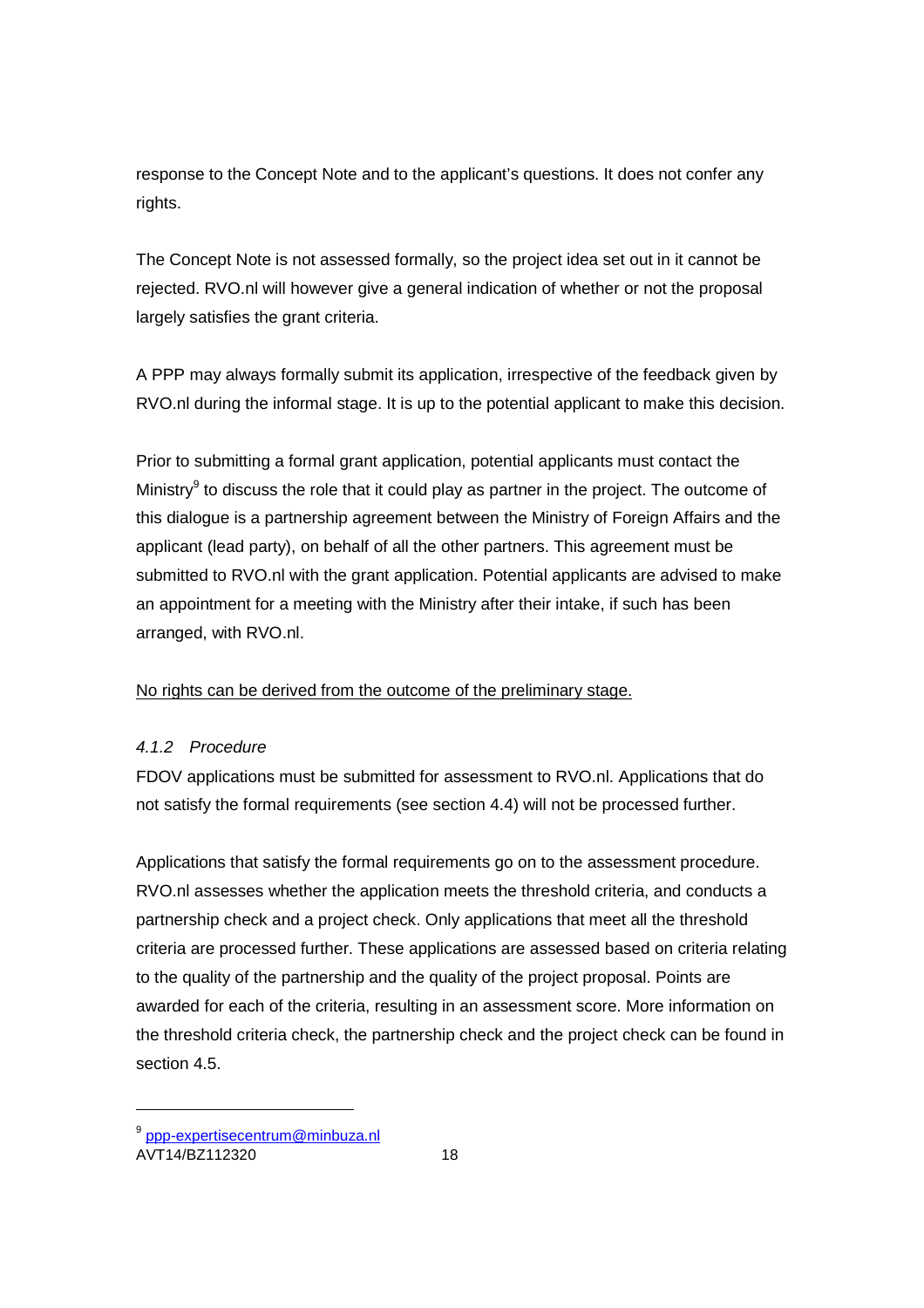response to the Concept Note and to the applicant's questions. It does not confer any rights.

The Concept Note is not assessed formally, so the project idea set out in it cannot be rejected. RVO.nl will however give a general indication of whether or not the proposal largely satisfies the grant criteria.

A PPP may always formally submit its application, irrespective of the feedback given by RVO.nl during the informal stage. It is up to the potential applicant to make this decision.

Prior to submitting a formal grant application, potential applicants must contact the Ministry[9] to discuss the role that it could play as partner in the project. The outcome of this dialogue is a partnership agreement between the Ministry of Foreign Affairs and the applicant (lead party), on behalf of all the other partners. This agreement must be submitted to RVO.nl with the grant application. Potential applicants are advised to make an appointment for a meeting with the Ministry after their intake, if such has been arranged, with RVO.nl.

<u>No rights can be derived from the outcome of the preliminary stage.</u>

#### *4.1.2 Procedure*

FDOV applications must be submitted for assessment to RVO.nl. Applications that do not satisfy the formal requirements (see section 4.4) will not be processed further.

Applications that satisfy the formal requirements go on to the assessment procedure. RVO.nl assesses whether the application meets the threshold criteria, and conducts a partnership check and a project check. Only applications that meet all the threshold criteria are processed further. These applications are assessed based on criteria relating to the quality of the partnership and the quality of the project proposal. Points are awarded for each of the criteria, resulting in an assessment score. More information on the threshold criteria check, the partnership check and the project check can be found in section 4.5.

---

[9] ppp-expertisecentrum@minbuza.nl

AVT14/BZ112320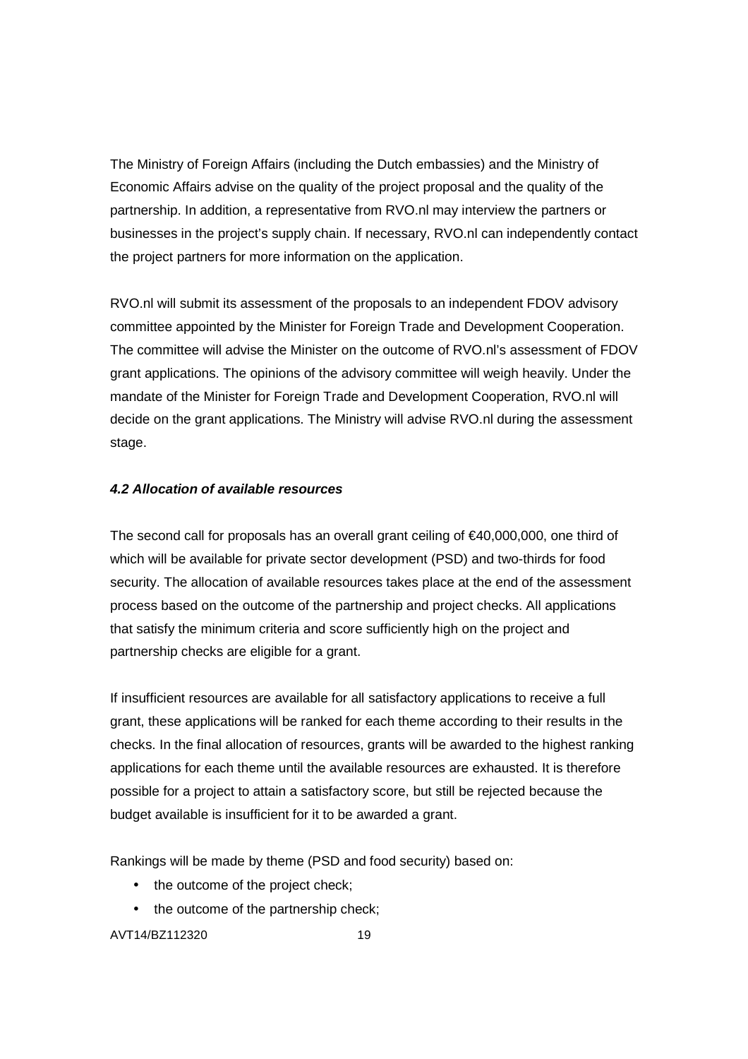The Ministry of Foreign Affairs (including the Dutch embassies) and the Ministry of Economic Affairs advise on the quality of the project proposal and the quality of the partnership. In addition, a representative from RVO.nl may interview the partners or businesses in the project's supply chain. If necessary, RVO.nl can independently contact the project partners for more information on the application.

RVO.nl will submit its assessment of the proposals to an independent FDOV advisory committee appointed by the Minister for Foreign Trade and Development Cooperation. The committee will advise the Minister on the outcome of RVO.nl's assessment of FDOV grant applications. The opinions of the advisory committee will weigh heavily. Under the mandate of the Minister for Foreign Trade and Development Cooperation, RVO.nl will decide on the grant applications. The Ministry will advise RVO.nl during the assessment stage.

### *4.2 Allocation of available resources*

The second call for proposals has an overall grant ceiling of €40,000,000, one third of which will be available for private sector development (PSD) and two-thirds for food security. The allocation of available resources takes place at the end of the assessment process based on the outcome of the partnership and project checks. All applications that satisfy the minimum criteria and score sufficiently high on the project and partnership checks are eligible for a grant.

If insufficient resources are available for all satisfactory applications to receive a full grant, these applications will be ranked for each theme according to their results in the checks. In the final allocation of resources, grants will be awarded to the highest ranking applications for each theme until the available resources are exhausted. It is therefore possible for a project to attain a satisfactory score, but still be rejected because the budget available is insufficient for it to be awarded a grant.

Rankings will be made by theme (PSD and food security) based on:

- the outcome of the project check;
- the outcome of the partnership check;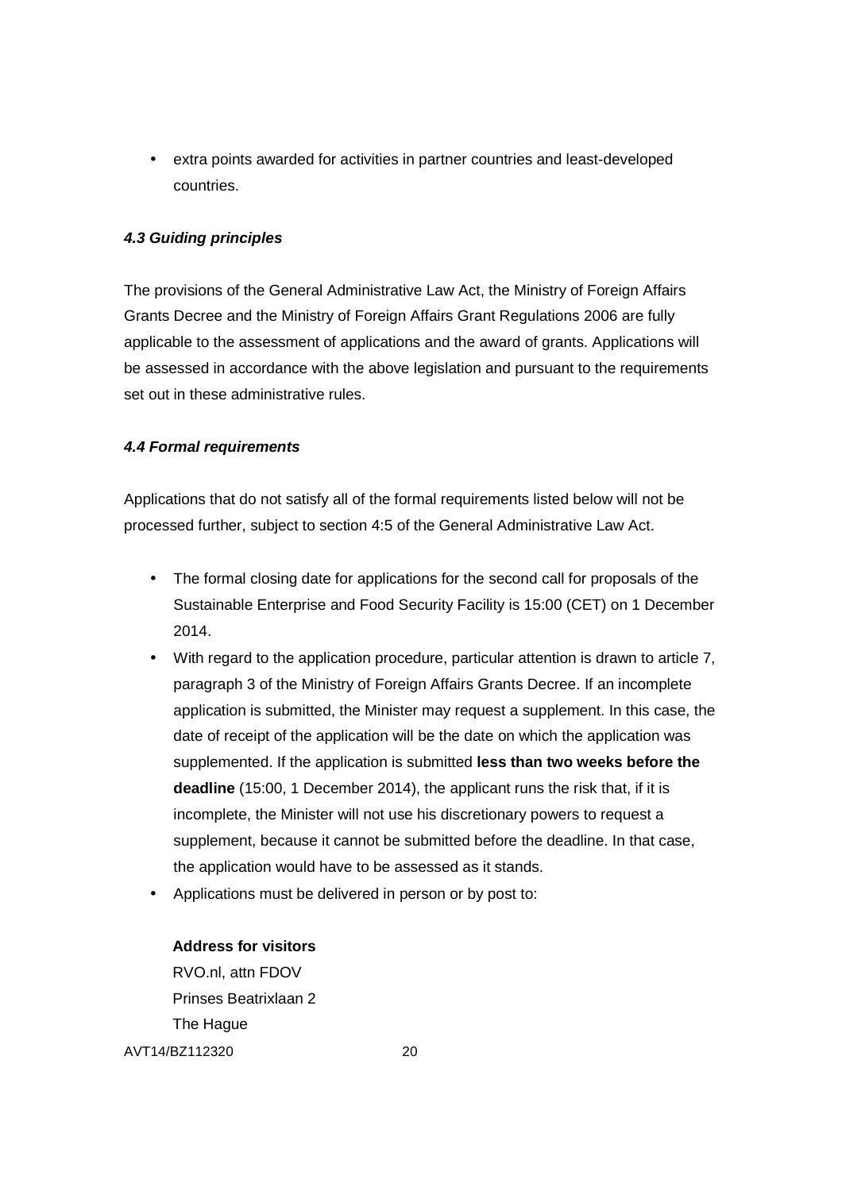- extra points awarded for activities in partner countries and least-developed countries.

#### *4.3 Guiding principles*

The provisions of the General Administrative Law Act, the Ministry of Foreign Affairs Grants Decree and the Ministry of Foreign Affairs Grant Regulations 2006 are fully applicable to the assessment of applications and the award of grants. Applications will be assessed in accordance with the above legislation and pursuant to the requirements set out in these administrative rules.

#### *4.4 Formal requirements*

Applications that do not satisfy all of the formal requirements listed below will not be processed further, subject to section 4:5 of the General Administrative Law Act.

- The formal closing date for applications for the second call for proposals of the Sustainable Enterprise and Food Security Facility is 15:00 (CET) on 1 December 2014.
- With regard to the application procedure, particular attention is drawn to article 7, paragraph 3 of the Ministry of Foreign Affairs Grants Decree. If an incomplete application is submitted, the Minister may request a supplement. In this case, the date of receipt of the application will be the date on which the application was supplemented. If the application is submitted **less than two weeks before the deadline** (15:00, 1 December 2014), the applicant runs the risk that, if it is incomplete, the Minister will not use his discretionary powers to request a supplement, because it cannot be submitted before the deadline. In that case, the application would have to be assessed as it stands.
- Applications must be delivered in person or by post to:

  **Address for visitors**
  RVO.nl, attn FDOV
  Prinses Beatrixlaan 2
  The Hague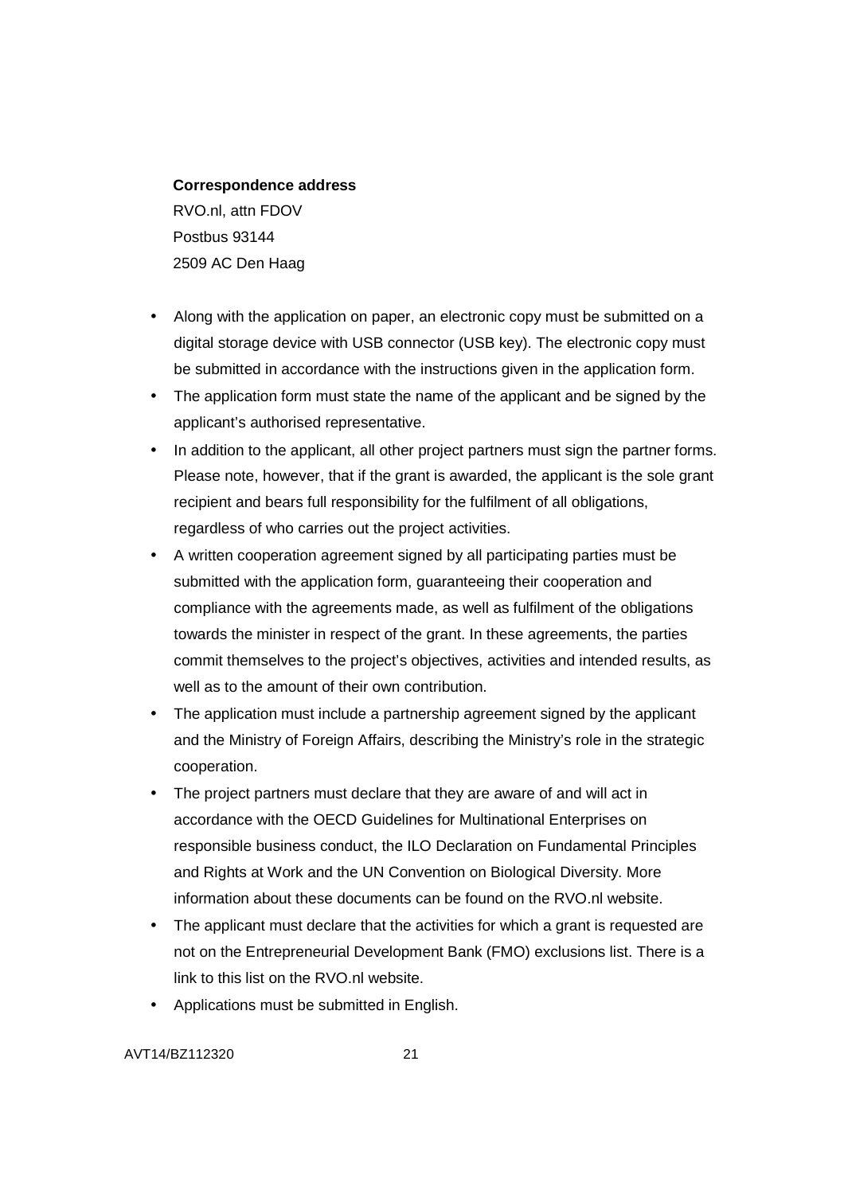**Correspondence address**
RVO.nl, attn FDOV
Postbus 93144
2509 AC Den Haag

- Along with the application on paper, an electronic copy must be submitted on a digital storage device with USB connector (USB key). The electronic copy must be submitted in accordance with the instructions given in the application form.
- The application form must state the name of the applicant and be signed by the applicant's authorised representative.
- In addition to the applicant, all other project partners must sign the partner forms. Please note, however, that if the grant is awarded, the applicant is the sole grant recipient and bears full responsibility for the fulfilment of all obligations, regardless of who carries out the project activities.
- A written cooperation agreement signed by all participating parties must be submitted with the application form, guaranteeing their cooperation and compliance with the agreements made, as well as fulfilment of the obligations towards the minister in respect of the grant. In these agreements, the parties commit themselves to the project's objectives, activities and intended results, as well as to the amount of their own contribution.
- The application must include a partnership agreement signed by the applicant and the Ministry of Foreign Affairs, describing the Ministry's role in the strategic cooperation.
- The project partners must declare that they are aware of and will act in accordance with the OECD Guidelines for Multinational Enterprises on responsible business conduct, the ILO Declaration on Fundamental Principles and Rights at Work and the UN Convention on Biological Diversity. More information about these documents can be found on the RVO.nl website.
- The applicant must declare that the activities for which a grant is requested are not on the Entrepreneurial Development Bank (FMO) exclusions list. There is a link to this list on the RVO.nl website.
- Applications must be submitted in English.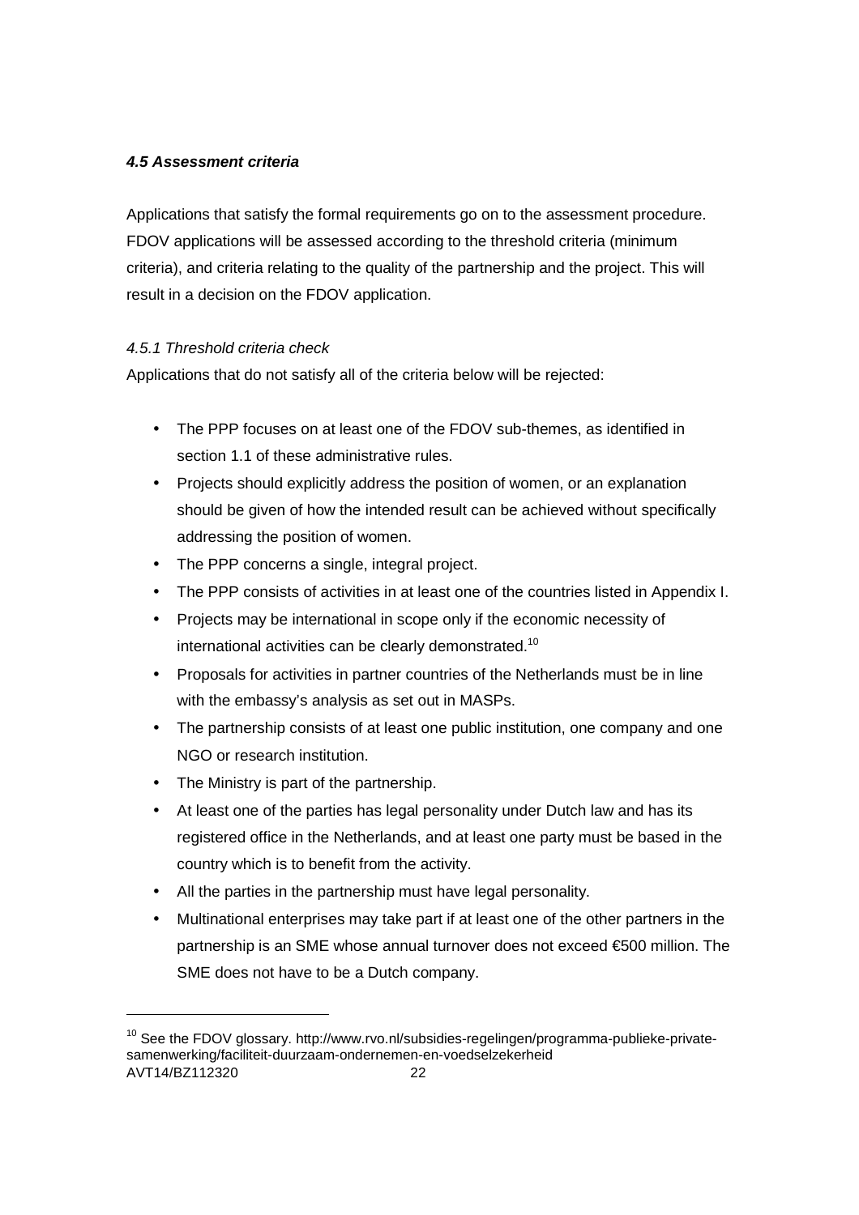#### ***4.5 Assessment criteria***

Applications that satisfy the formal requirements go on to the assessment procedure. FDOV applications will be assessed according to the threshold criteria (minimum criteria), and criteria relating to the quality of the partnership and the project. This will result in a decision on the FDOV application.

*4.5.1 Threshold criteria check*

Applications that do not satisfy all of the criteria below will be rejected:

- The PPP focuses on at least one of the FDOV sub-themes, as identified in section 1.1 of these administrative rules.
- Projects should explicitly address the position of women, or an explanation should be given of how the intended result can be achieved without specifically addressing the position of women.
- The PPP concerns a single, integral project.
- The PPP consists of activities in at least one of the countries listed in Appendix I.
- Projects may be international in scope only if the economic necessity of international activities can be clearly demonstrated.[10]
- Proposals for activities in partner countries of the Netherlands must be in line with the embassy's analysis as set out in MASPs.
- The partnership consists of at least one public institution, one company and one NGO or research institution.
- The Ministry is part of the partnership.
- At least one of the parties has legal personality under Dutch law and has its registered office in the Netherlands, and at least one party must be based in the country which is to benefit from the activity.
- All the parties in the partnership must have legal personality.
- Multinational enterprises may take part if at least one of the other partners in the partnership is an SME whose annual turnover does not exceed €500 million. The SME does not have to be a Dutch company.

---

[10] See the FDOV glossary. http://www.rvo.nl/subsidies-regelingen/programma-publieke-private-samenwerking/faciliteit-duurzaam-ondernemen-en-voedselzekerheid

AVT14/BZ112320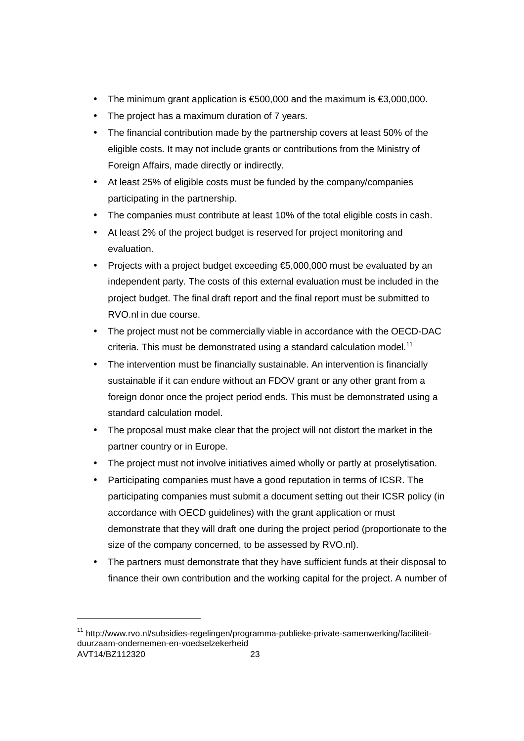- The minimum grant application is €500,000 and the maximum is €3,000,000.
- The project has a maximum duration of 7 years.
- The financial contribution made by the partnership covers at least 50% of the eligible costs. It may not include grants or contributions from the Ministry of Foreign Affairs, made directly or indirectly.
- At least 25% of eligible costs must be funded by the company/companies participating in the partnership.
- The companies must contribute at least 10% of the total eligible costs in cash.
- At least 2% of the project budget is reserved for project monitoring and evaluation.
- Projects with a project budget exceeding €5,000,000 must be evaluated by an independent party. The costs of this external evaluation must be included in the project budget. The final draft report and the final report must be submitted to RVO.nl in due course.
- The project must not be commercially viable in accordance with the OECD-DAC criteria. This must be demonstrated using a standard calculation model.[11]
- The intervention must be financially sustainable. An intervention is financially sustainable if it can endure without an FDOV grant or any other grant from a foreign donor once the project period ends. This must be demonstrated using a standard calculation model.
- The proposal must make clear that the project will not distort the market in the partner country or in Europe.
- The project must not involve initiatives aimed wholly or partly at proselytisation.
- Participating companies must have a good reputation in terms of ICSR. The participating companies must submit a document setting out their ICSR policy (in accordance with OECD guidelines) with the grant application or must demonstrate that they will draft one during the project period (proportionate to the size of the company concerned, to be assessed by RVO.nl).
- The partners must demonstrate that they have sufficient funds at their disposal to finance their own contribution and the working capital for the project. A number of

[11] http://www.rvo.nl/subsidies-regelingen/programma-publieke-private-samenwerking/faciliteit-duurzaam-ondernemen-en-voedselzekerheid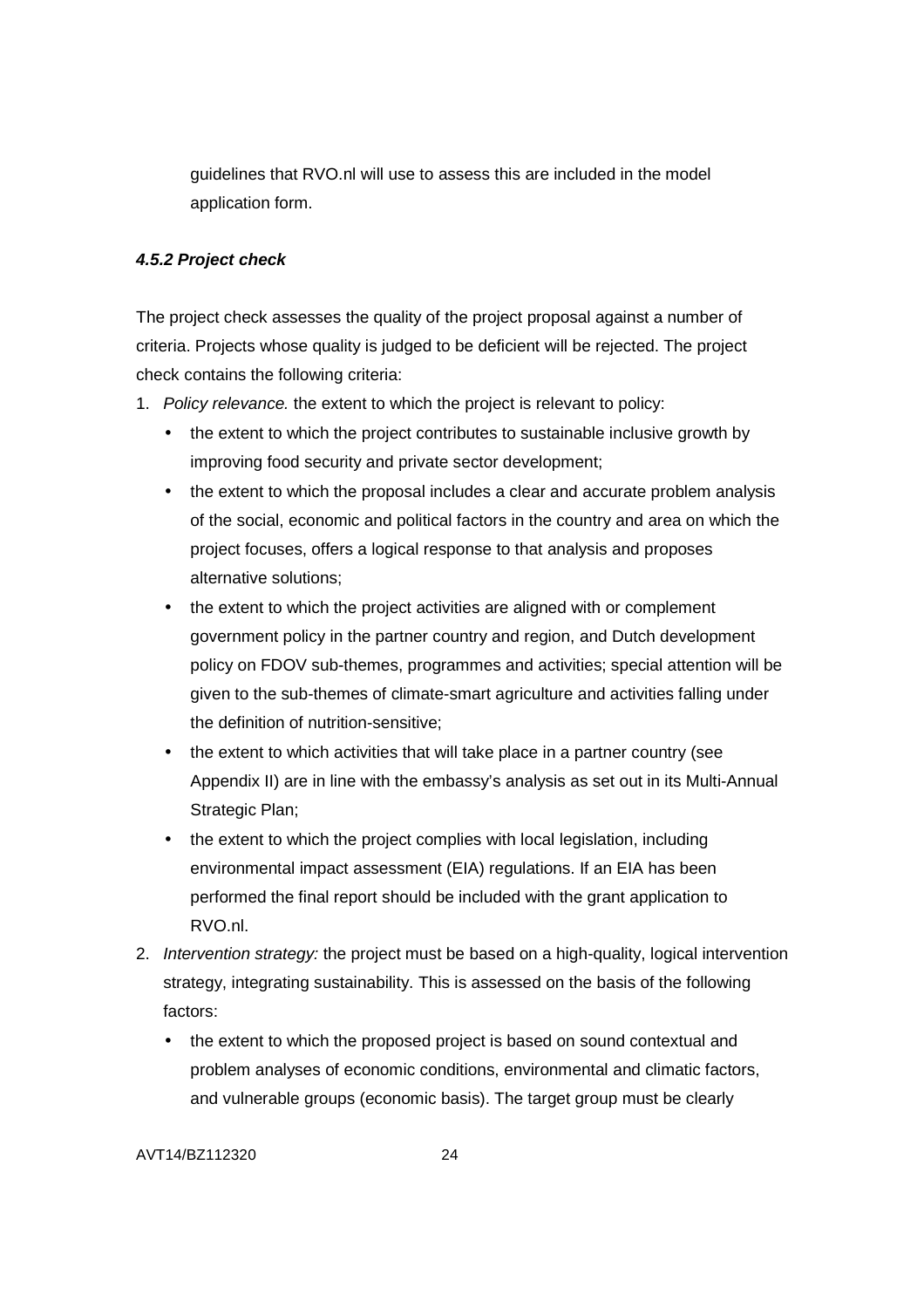guidelines that RVO.nl will use to assess this are included in the model application form.

#### *4.5.2 Project check*

The project check assesses the quality of the project proposal against a number of criteria. Projects whose quality is judged to be deficient will be rejected. The project check contains the following criteria:

1. *Policy relevance.* the extent to which the project is relevant to policy:
   - the extent to which the project contributes to sustainable inclusive growth by improving food security and private sector development;
   - the extent to which the proposal includes a clear and accurate problem analysis of the social, economic and political factors in the country and area on which the project focuses, offers a logical response to that analysis and proposes alternative solutions;
   - the extent to which the project activities are aligned with or complement government policy in the partner country and region, and Dutch development policy on FDOV sub-themes, programmes and activities; special attention will be given to the sub-themes of climate-smart agriculture and activities falling under the definition of nutrition-sensitive;
   - the extent to which activities that will take place in a partner country (see Appendix II) are in line with the embassy's analysis as set out in its Multi-Annual Strategic Plan;
   - the extent to which the project complies with local legislation, including environmental impact assessment (EIA) regulations. If an EIA has been performed the final report should be included with the grant application to RVO.nl.
2. *Intervention strategy:* the project must be based on a high-quality, logical intervention strategy, integrating sustainability. This is assessed on the basis of the following factors:
   - the extent to which the proposed project is based on sound contextual and problem analyses of economic conditions, environmental and climatic factors, and vulnerable groups (economic basis). The target group must be clearly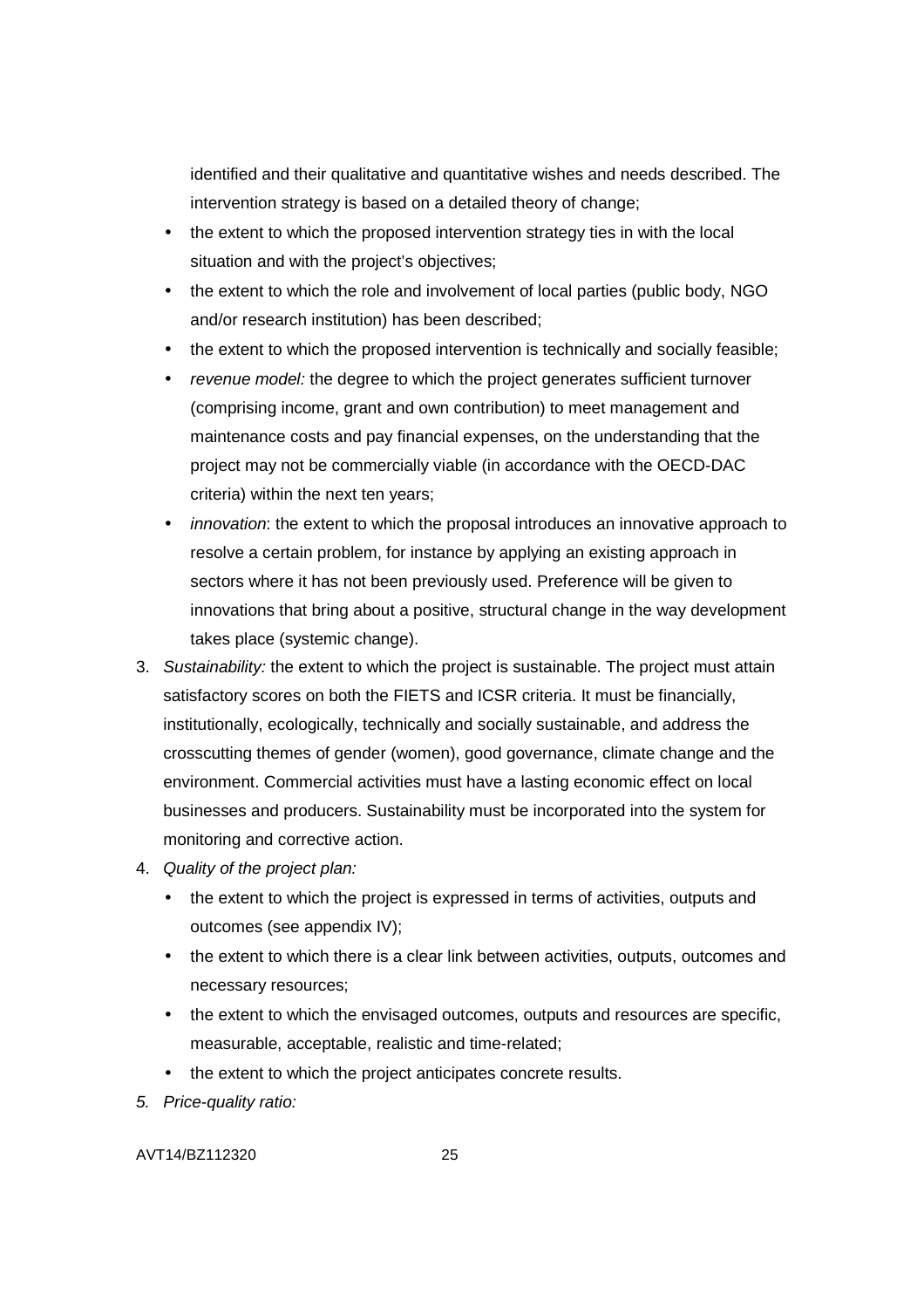identified and their qualitative and quantitative wishes and needs described. The intervention strategy is based on a detailed theory of change;

- the extent to which the proposed intervention strategy ties in with the local situation and with the project's objectives;
- the extent to which the role and involvement of local parties (public body, NGO and/or research institution) has been described;
- the extent to which the proposed intervention is technically and socially feasible;
- *revenue model:* the degree to which the project generates sufficient turnover (comprising income, grant and own contribution) to meet management and maintenance costs and pay financial expenses, on the understanding that the project may not be commercially viable (in accordance with the OECD-DAC criteria) within the next ten years;
- *innovation*: the extent to which the proposal introduces an innovative approach to resolve a certain problem, for instance by applying an existing approach in sectors where it has not been previously used. Preference will be given to innovations that bring about a positive, structural change in the way development takes place (systemic change).

3. *Sustainability:* the extent to which the project is sustainable. The project must attain satisfactory scores on both the FIETS and ICSR criteria. It must be financially, institutionally, ecologically, technically and socially sustainable, and address the crosscutting themes of gender (women), good governance, climate change and the environment. Commercial activities must have a lasting economic effect on local businesses and producers. Sustainability must be incorporated into the system for monitoring and corrective action.
4. *Quality of the project plan:*
   - the extent to which the project is expressed in terms of activities, outputs and outcomes (see appendix IV);
   - the extent to which there is a clear link between activities, outputs, outcomes and necessary resources;
   - the extent to which the envisaged outcomes, outputs and resources are specific, measurable, acceptable, realistic and time-related;
   - the extent to which the project anticipates concrete results.
5. *Price-quality ratio:*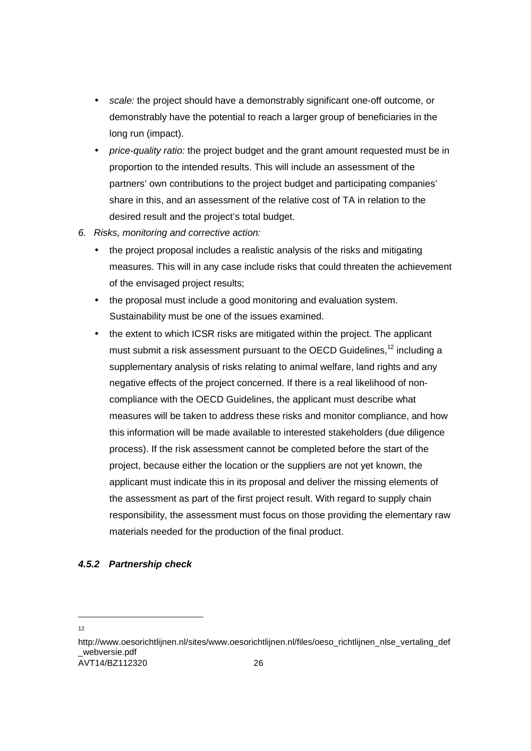- *scale:* the project should have a demonstrably significant one-off outcome, or demonstrably have the potential to reach a larger group of beneficiaries in the long run (impact).
- *price-quality ratio:* the project budget and the grant amount requested must be in proportion to the intended results. This will include an assessment of the partners' own contributions to the project budget and participating companies' share in this, and an assessment of the relative cost of TA in relation to the desired result and the project's total budget.

6. *Risks, monitoring and corrective action:*
   - the project proposal includes a realistic analysis of the risks and mitigating measures. This will in any case include risks that could threaten the achievement of the envisaged project results;
   - the proposal must include a good monitoring and evaluation system. Sustainability must be one of the issues examined.
   - the extent to which ICSR risks are mitigated within the project. The applicant must submit a risk assessment pursuant to the OECD Guidelines,[12] including a supplementary analysis of risks relating to animal welfare, land rights and any negative effects of the project concerned. If there is a real likelihood of non-compliance with the OECD Guidelines, the applicant must describe what measures will be taken to address these risks and monitor compliance, and how this information will be made available to interested stakeholders (due diligence process). If the risk assessment cannot be completed before the start of the project, because either the location or the suppliers are not yet known, the applicant must indicate this in its proposal and deliver the missing elements of the assessment as part of the first project result. With regard to supply chain responsibility, the assessment must focus on those providing the elementary raw materials needed for the production of the final product.

#### *4.5.2 Partnership check*

---

[12] http://www.oesorichtlijnen.nl/sites/www.oesorichtlijnen.nl/files/oeso_richtlijnen_nlse_vertaling_def_webversie.pdf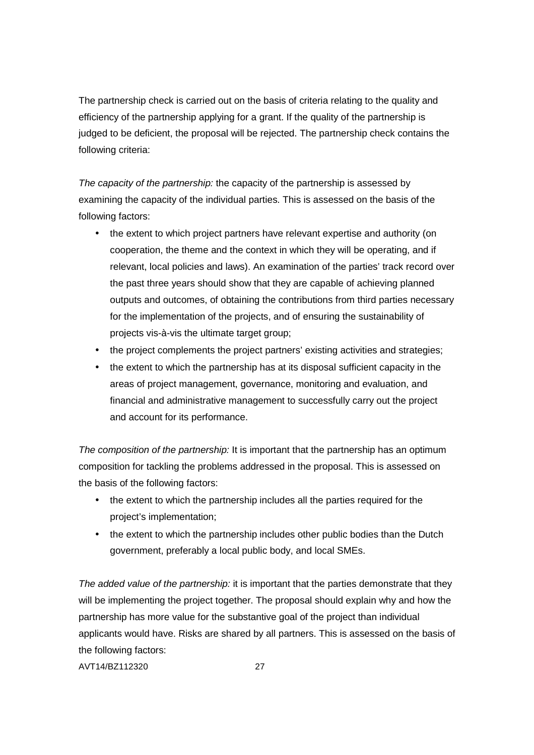The partnership check is carried out on the basis of criteria relating to the quality and efficiency of the partnership applying for a grant. If the quality of the partnership is judged to be deficient, the proposal will be rejected. The partnership check contains the following criteria:

*The capacity of the partnership:* the capacity of the partnership is assessed by examining the capacity of the individual parties. This is assessed on the basis of the following factors:

- the extent to which project partners have relevant expertise and authority (on cooperation, the theme and the context in which they will be operating, and if relevant, local policies and laws). An examination of the parties' track record over the past three years should show that they are capable of achieving planned outputs and outcomes, of obtaining the contributions from third parties necessary for the implementation of the projects, and of ensuring the sustainability of projects vis-à-vis the ultimate target group;
- the project complements the project partners' existing activities and strategies;
- the extent to which the partnership has at its disposal sufficient capacity in the areas of project management, governance, monitoring and evaluation, and financial and administrative management to successfully carry out the project and account for its performance.

*The composition of the partnership:* It is important that the partnership has an optimum composition for tackling the problems addressed in the proposal. This is assessed on the basis of the following factors:

- the extent to which the partnership includes all the parties required for the project's implementation;
- the extent to which the partnership includes other public bodies than the Dutch government, preferably a local public body, and local SMEs.

*The added value of the partnership:* it is important that the parties demonstrate that they will be implementing the project together. The proposal should explain why and how the partnership has more value for the substantive goal of the project than individual applicants would have. Risks are shared by all partners. This is assessed on the basis of the following factors: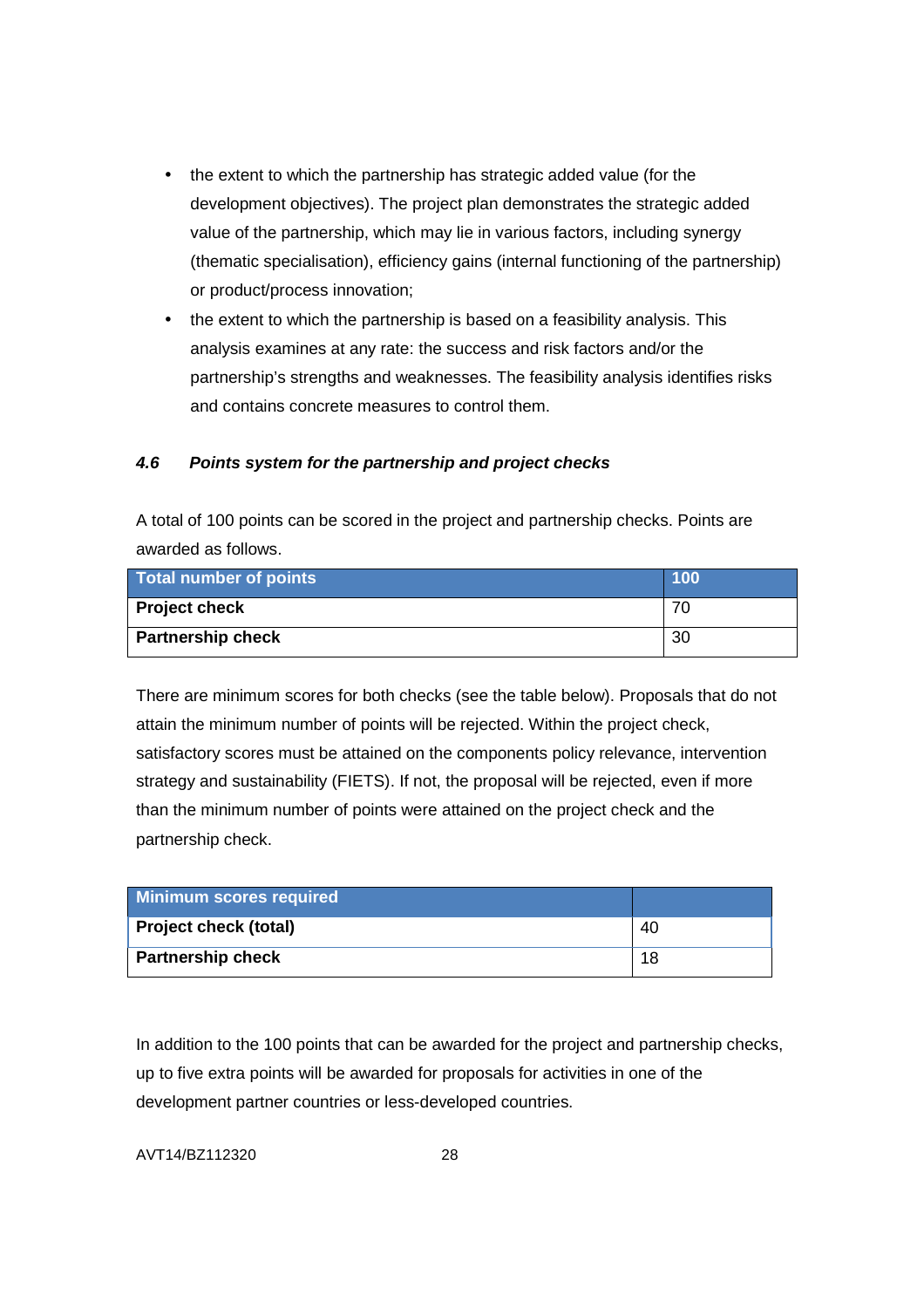- the extent to which the partnership has strategic added value (for the development objectives). The project plan demonstrates the strategic added value of the partnership, which may lie in various factors, including synergy (thematic specialisation), efficiency gains (internal functioning of the partnership) or product/process innovation;
- the extent to which the partnership is based on a feasibility analysis. This analysis examines at any rate: the success and risk factors and/or the partnership's strengths and weaknesses. The feasibility analysis identifies risks and contains concrete measures to control them.

### *4.6 Points system for the partnership and project checks*

A total of 100 points can be scored in the project and partnership checks. Points are awarded as follows.

| Total number of points | 100 |
|---|---|
| **Project check** | 70 |
| **Partnership check** | 30 |

There are minimum scores for both checks (see the table below). Proposals that do not attain the minimum number of points will be rejected. Within the project check, satisfactory scores must be attained on the components policy relevance, intervention strategy and sustainability (FIETS). If not, the proposal will be rejected, even if more than the minimum number of points were attained on the project check and the partnership check.

| Minimum scores required | |
|---|---|
| **Project check (total)** | 40 |
| **Partnership check** | 18 |

In addition to the 100 points that can be awarded for the project and partnership checks, up to five extra points will be awarded for proposals for activities in one of the development partner countries or less-developed countries.

AVT14/BZ112320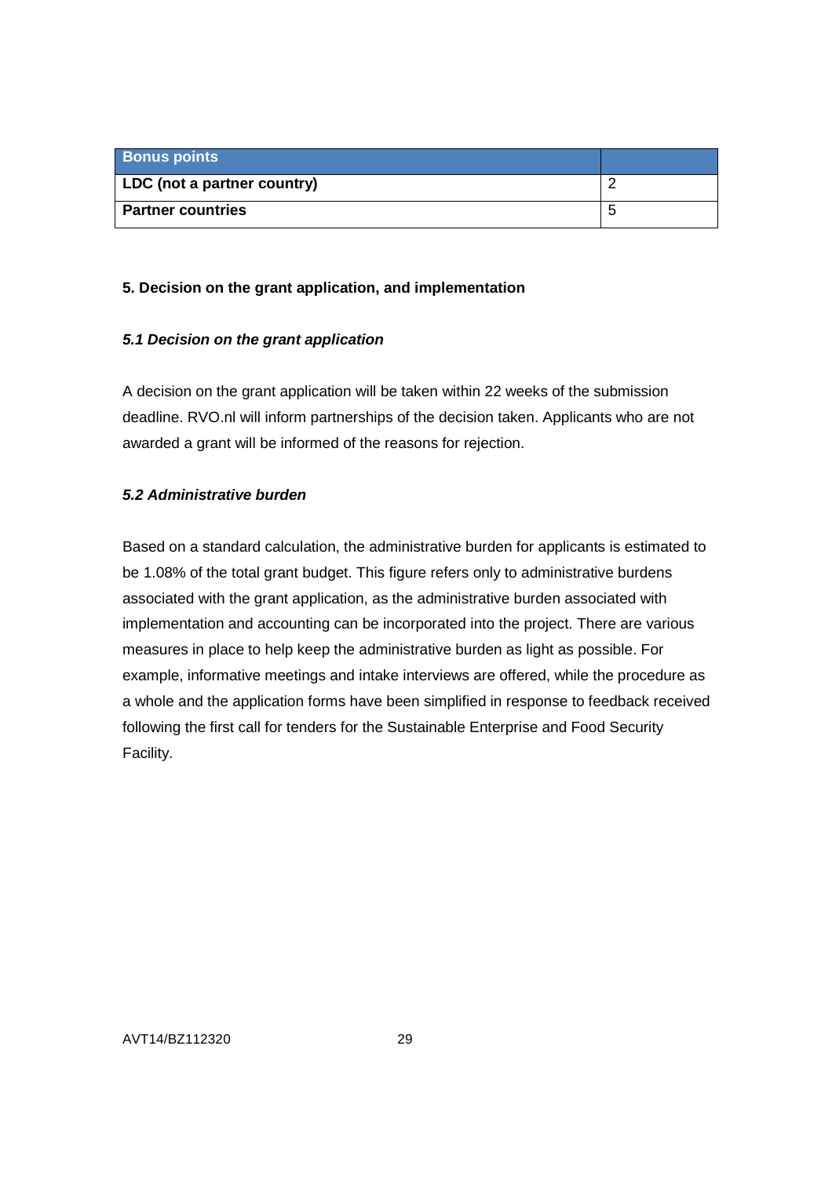| Bonus points | |
|---|---|
| **LDC (not a partner country)** | 2 |
| **Partner countries** | 5 |

## 5. Decision on the grant application, and implementation

### *5.1 Decision on the grant application*

A decision on the grant application will be taken within 22 weeks of the submission deadline. RVO.nl will inform partnerships of the decision taken. Applicants who are not awarded a grant will be informed of the reasons for rejection.

### *5.2 Administrative burden*

Based on a standard calculation, the administrative burden for applicants is estimated to be 1.08% of the total grant budget. This figure refers only to administrative burdens associated with the grant application, as the administrative burden associated with implementation and accounting can be incorporated into the project. There are various measures in place to help keep the administrative burden as light as possible. For example, informative meetings and intake interviews are offered, while the procedure as a whole and the application forms have been simplified in response to feedback received following the first call for tenders for the Sustainable Enterprise and Food Security Facility.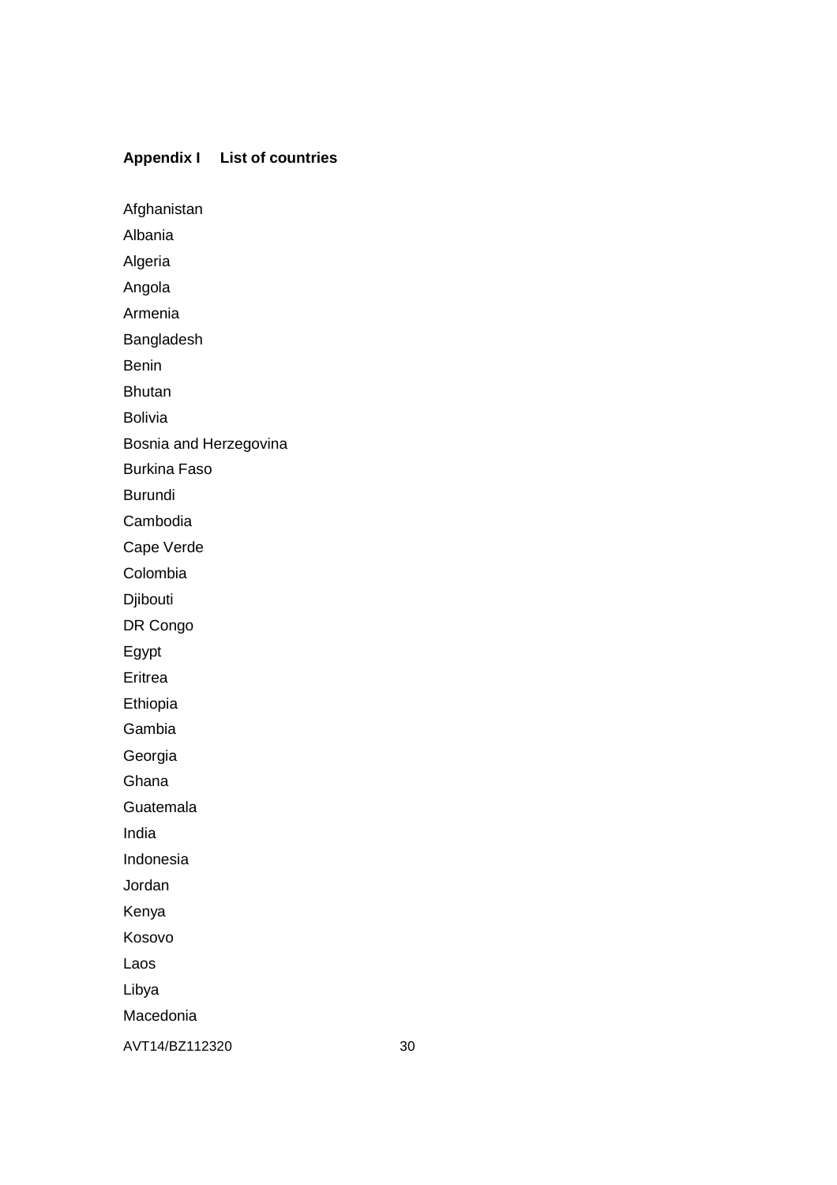## Appendix I List of countries

Afghanistan

Albania

Algeria

Angola

Armenia

Bangladesh

Benin

Bhutan

Bolivia

Bosnia and Herzegovina

Burkina Faso

Burundi

Cambodia

Cape Verde

Colombia

Djibouti

DR Congo

Egypt

Eritrea

Ethiopia

Gambia

Georgia

Ghana

Guatemala

India

Indonesia

Jordan

Kenya

Kosovo

Laos

Libya

Macedonia

AVT14/BZ112320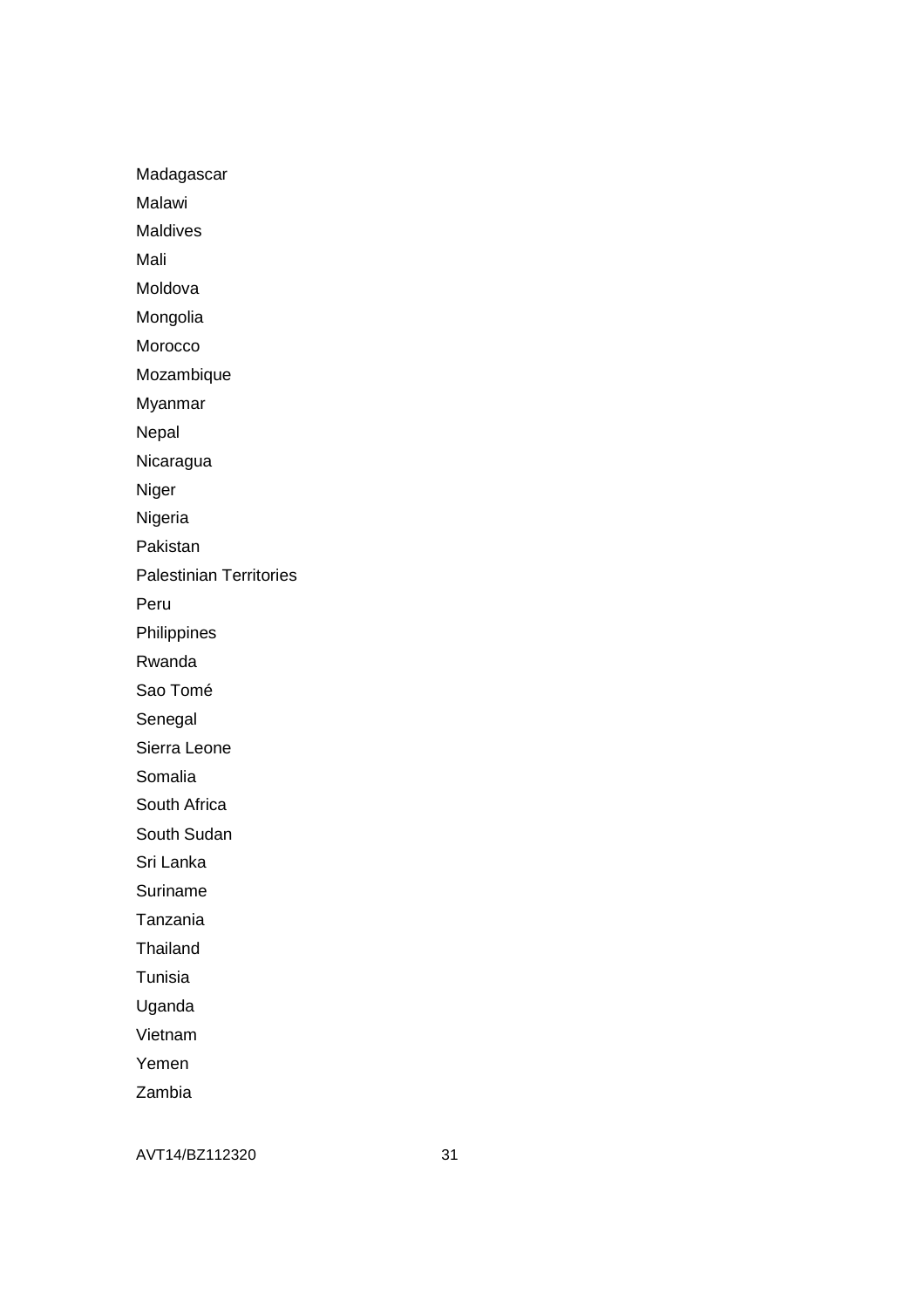Madagascar

Malawi

Maldives

Mali

Moldova

Mongolia

Morocco

Mozambique

Myanmar

Nepal

Nicaragua

Niger

Nigeria

Pakistan

Palestinian Territories

Peru

Philippines

Rwanda

Sao Tomé

Senegal

Sierra Leone

Somalia

South Africa

South Sudan

Sri Lanka

Suriname

Tanzania

Thailand

Tunisia

Uganda

Vietnam

Yemen

Zambia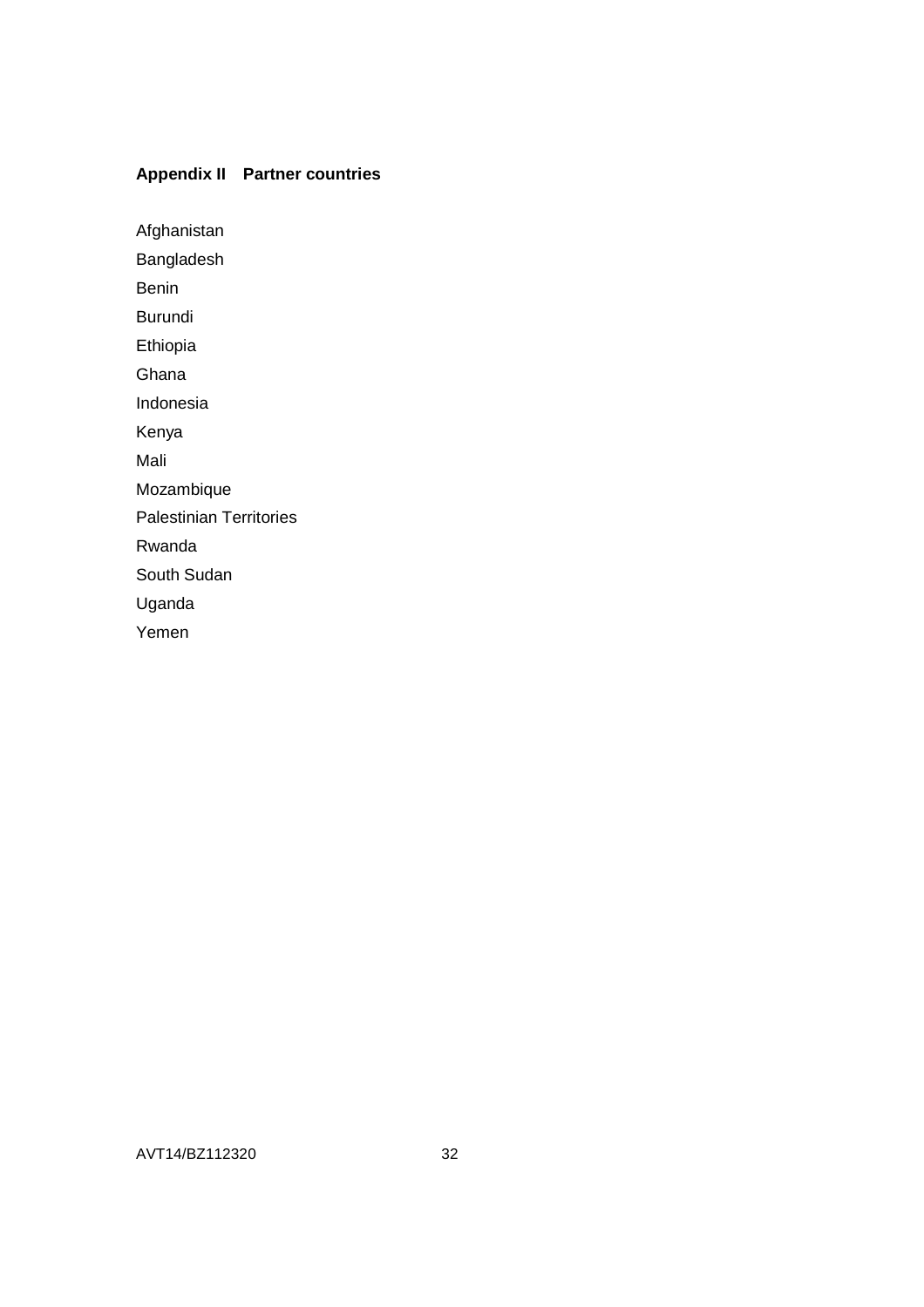## Appendix II Partner countries

Afghanistan

Bangladesh

Benin

Burundi

Ethiopia

Ghana

Indonesia

Kenya

Mali

Mozambique

Palestinian Territories

Rwanda

South Sudan

Uganda

Yemen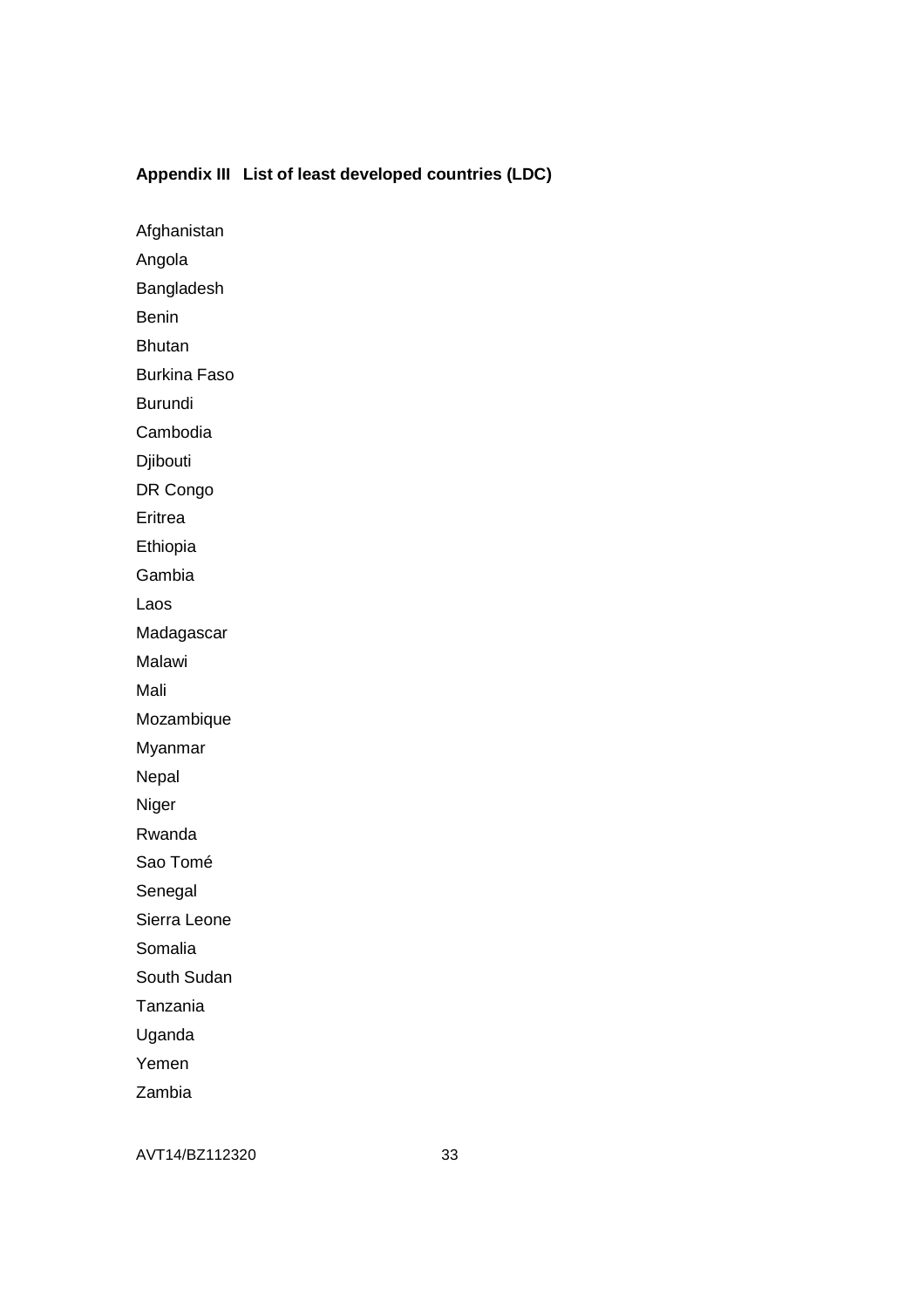## Appendix III List of least developed countries (LDC)

Afghanistan

Angola

Bangladesh

Benin

Bhutan

Burkina Faso

Burundi

Cambodia

Djibouti

DR Congo

Eritrea

Ethiopia

Gambia

Laos

Madagascar

Malawi

Mali

Mozambique

Myanmar

Nepal

Niger

Rwanda

Sao Tomé

Senegal

Sierra Leone

Somalia

South Sudan

Tanzania

Uganda

Yemen

Zambia

AVT14/BZ112320